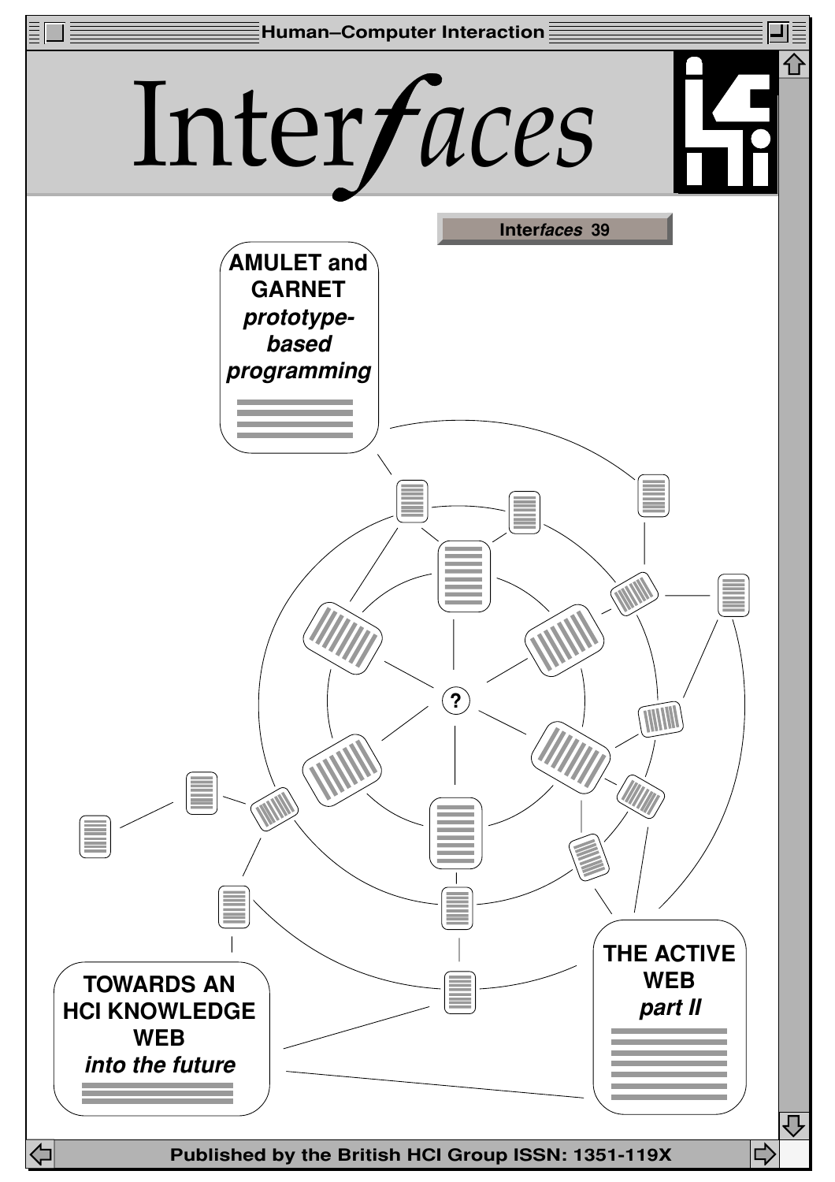Human–Computer Interaction

# Interfaces

**Interfaces 39**

**AMULET and GARNET** ***prototype-based programming***

**THE ACTIVE WEB** ***part II***

**TOWARDS AN HCI KNOWLEDGE WEB** ***into the future***

**Published by the British HCI Group ISSN: 1351-119X**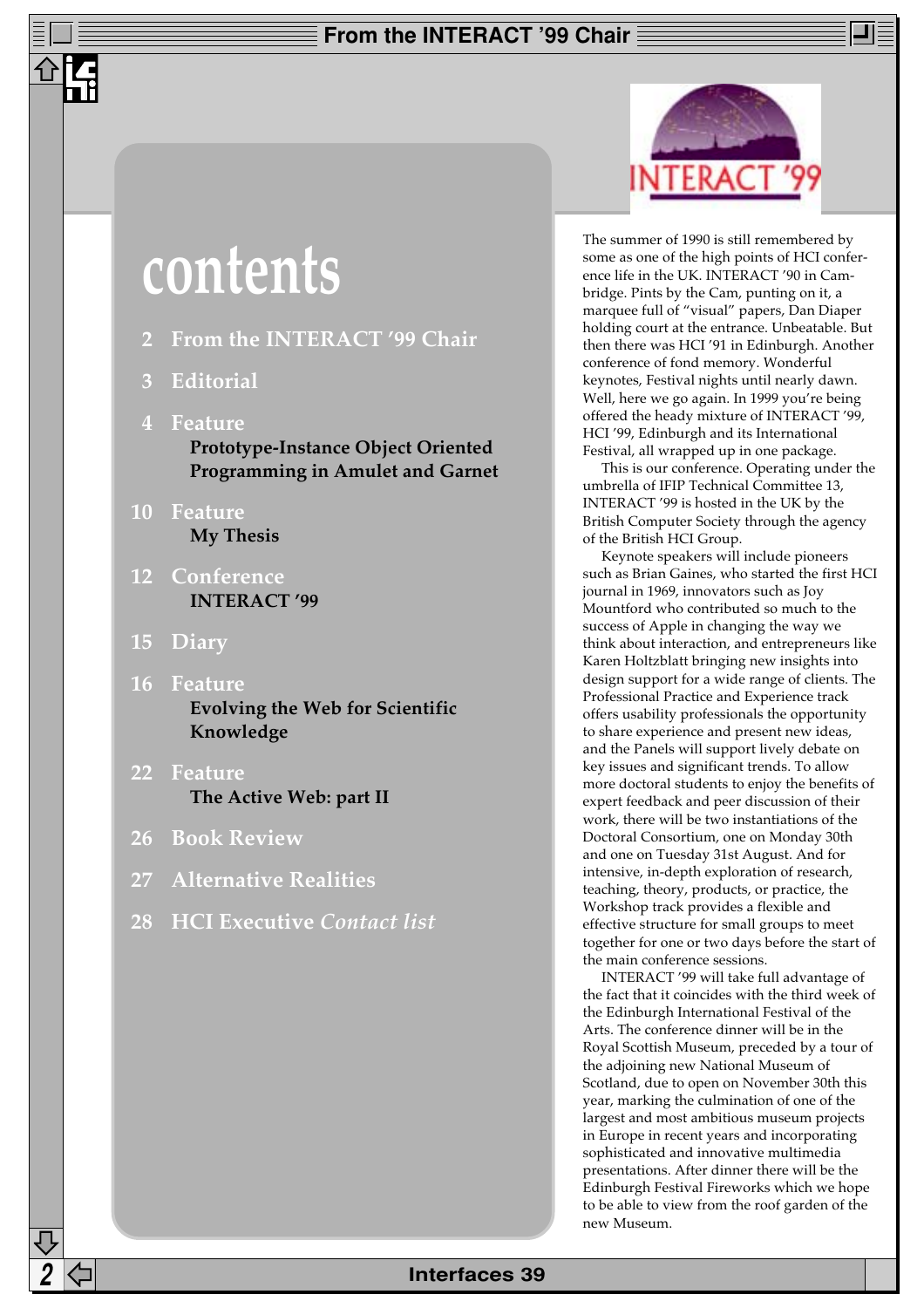# contents

- 2 From the INTERACT '99 Chair
- 3 Editorial
- 4 Feature
  **Prototype-Instance Object Oriented Programming in Amulet and Garnet**
- 10 Feature
  **My Thesis**
- 12 Conference
  **INTERACT '99**
- 15 Diary
- 16 Feature
  **Evolving the Web for Scientific Knowledge**
- 22 Feature
  **The Active Web: part II**
- 26 Book Review
- 27 Alternative Realities
- 28 HCI Executive *Contact list*

# From the INTERACT '99 Chair

The summer of 1990 is still remembered by some as one of the high points of HCI conference life in the UK. INTERACT '90 in Cambridge. Pints by the Cam, punting on it, a marquee full of "visual" papers, Dan Diaper holding court at the entrance. Unbeatable. But then there was HCI '91 in Edinburgh. Another conference of fond memory. Wonderful keynotes, Festival nights until nearly dawn. Well, here we go again. In 1999 you're being offered the heady mixture of INTERACT '99, HCI '99, Edinburgh and its International Festival, all wrapped up in one package.

This is our conference. Operating under the umbrella of IFIP Technical Committee 13, INTERACT '99 is hosted in the UK by the British Computer Society through the agency of the British HCI Group.

Keynote speakers will include pioneers such as Brian Gaines, who started the first HCI journal in 1969, innovators such as Joy Mountford who contributed so much to the success of Apple in changing the way we think about interaction, and entrepreneurs like Karen Holtzblatt bringing new insights into design support for a wide range of clients. The Professional Practice and Experience track offers usability professionals the opportunity to share experience and present new ideas, and the Panels will support lively debate on key issues and significant trends. To allow more doctoral students to enjoy the benefits of expert feedback and peer discussion of their work, there will be two instantiations of the Doctoral Consortium, one on Monday 30th and one on Tuesday 31st August. And for intensive, in-depth exploration of research, teaching, theory, products, or practice, the Workshop track provides a flexible and effective structure for small groups to meet together for one or two days before the start of the main conference sessions.

INTERACT '99 will take full advantage of the fact that it coincides with the third week of the Edinburgh International Festival of the Arts. The conference dinner will be in the Royal Scottish Museum, preceded by a tour of the adjoining new National Museum of Scotland, due to open on November 30th this year, marking the culmination of one of the largest and most ambitious museum projects in Europe in recent years and incorporating sophisticated and innovative multimedia presentations. After dinner there will be the Edinburgh Festival Fireworks which we hope to be able to view from the roof garden of the new Museum.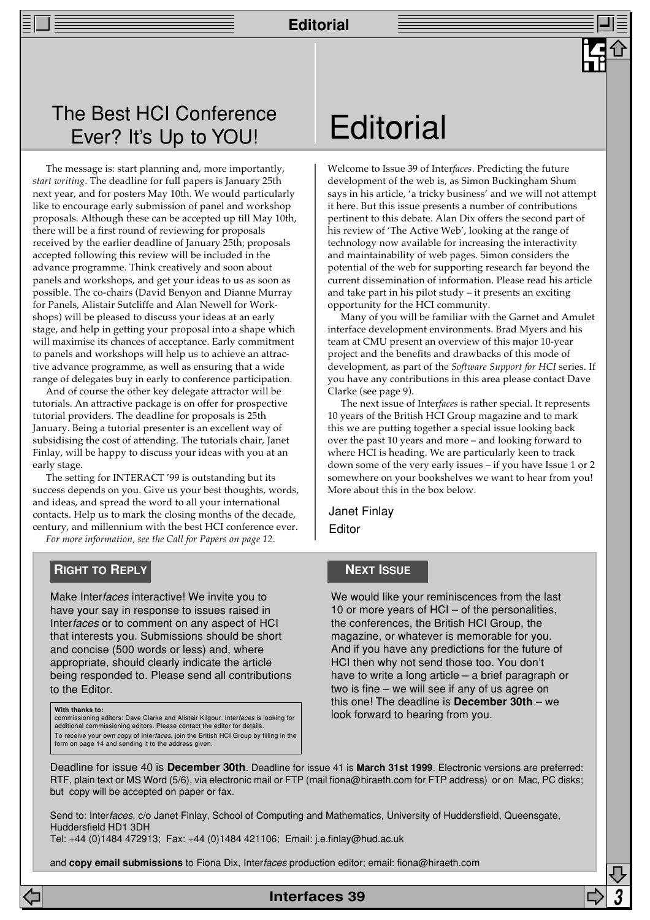## The Best HCI Conference Ever? It's Up to YOU!

The message is: start planning and, more importantly, *start writing*. The deadline for full papers is January 25th next year, and for posters May 10th. We would particularly like to encourage early submission of panel and workshop proposals. Although these can be accepted up till May 10th, there will be a first round of reviewing for proposals received by the earlier deadline of January 25th; proposals accepted following this review will be included in the advance programme. Think creatively and soon about panels and workshops, and get your ideas to us as soon as possible. The co-chairs (David Benyon and Dianne Murray for Panels, Alistair Sutcliffe and Alan Newell for Workshops) will be pleased to discuss your ideas at an early stage, and help in getting your proposal into a shape which will maximise its chances of acceptance. Early commitment to panels and workshops will help us to achieve an attractive advance programme, as well as ensuring that a wide range of delegates buy in early to conference participation.

And of course the other key delegate attractor will be tutorials. An attractive package is on offer for prospective tutorial providers. The deadline for proposals is 25th January. Being a tutorial presenter is an excellent way of subsidising the cost of attending. The tutorials chair, Janet Finlay, will be happy to discuss your ideas with you at an early stage.

The setting for INTERACT '99 is outstanding but its success depends on you. Give us your best thoughts, words, and ideas, and spread the word to all your international contacts. Help us to mark the closing months of the decade, century, and millennium with the best HCI conference ever.

*For more information, see the Call for Papers on page 12.*

# Editorial

Welcome to Issue 39 of Inter*faces*. Predicting the future development of the web is, as Simon Buckingham Shum says in his article, 'a tricky business' and we will not attempt it here. But this issue presents a number of contributions pertinent to this debate. Alan Dix offers the second part of his review of 'The Active Web', looking at the range of technology now available for increasing the interactivity and maintainability of web pages. Simon considers the potential of the web for supporting research far beyond the current dissemination of information. Please read his article and take part in his pilot study – it presents an exciting opportunity for the HCI community.

Many of you will be familiar with the Garnet and Amulet interface development environments. Brad Myers and his team at CMU present an overview of this major 10-year project and the benefits and drawbacks of this mode of development, as part of the *Software Support for HCI* series. If you have any contributions in this area please contact Dave Clarke (see page 9).

The next issue of Inter*faces* is rather special. It represents 10 years of the British HCI Group magazine and to mark this we are putting together a special issue looking back over the past 10 years and more – and looking forward to where HCI is heading. We are particularly keen to track down some of the very early issues – if you have Issue 1 or 2 somewhere on your bookshelves we want to hear from you! More about this in the box below.

Janet Finlay
Editor

### Right to Reply

Make Inter*faces* interactive! We invite you to have your say in response to issues raised in Inter*faces* or to comment on any aspect of HCI that interests you. Submissions should be short and concise (500 words or less) and, where appropriate, should clearly indicate the article being responded to. Please send all contributions to the Editor.

**With thanks to:**
commissioning editors: Dave Clarke and Alistair Kilgour. Inter*faces* is looking for additional commissioning editors. Please contact the editor for details.
To receive your own copy of Inter*faces*, join the British HCI Group by filling in the form on page 14 and sending it to the address given.

### Next Issue

We would like your reminiscences from the last 10 or more years of HCI – of the personalities, the conferences, the British HCI Group, the magazine, or whatever is memorable for you. And if you have any predictions for the future of HCI then why not send those too. You don't have to write a long article – a brief paragraph or two is fine – we will see if any of us agree on this one! The deadline is **December 30th** – we look forward to hearing from you.

Deadline for issue 40 is **December 30th**. Deadline for issue 41 is **March 31st 1999**. Electronic versions are preferred: RTF, plain text or MS Word (5/6), via electronic mail or FTP (mail fiona@hiraeth.com for FTP address) or on Mac, PC disks; but copy will be accepted on paper or fax.

Send to: Inter*faces*, c/o Janet Finlay, School of Computing and Mathematics, University of Huddersfield, Queensgate, Huddersfield HD1 3DH
Tel: +44 (0)1484 472913; Fax: +44 (0)1484 421106; Email: j.e.finlay@hud.ac.uk

and **copy email submissions** to Fiona Dix, Inter*faces* production editor; email: fiona@hiraeth.com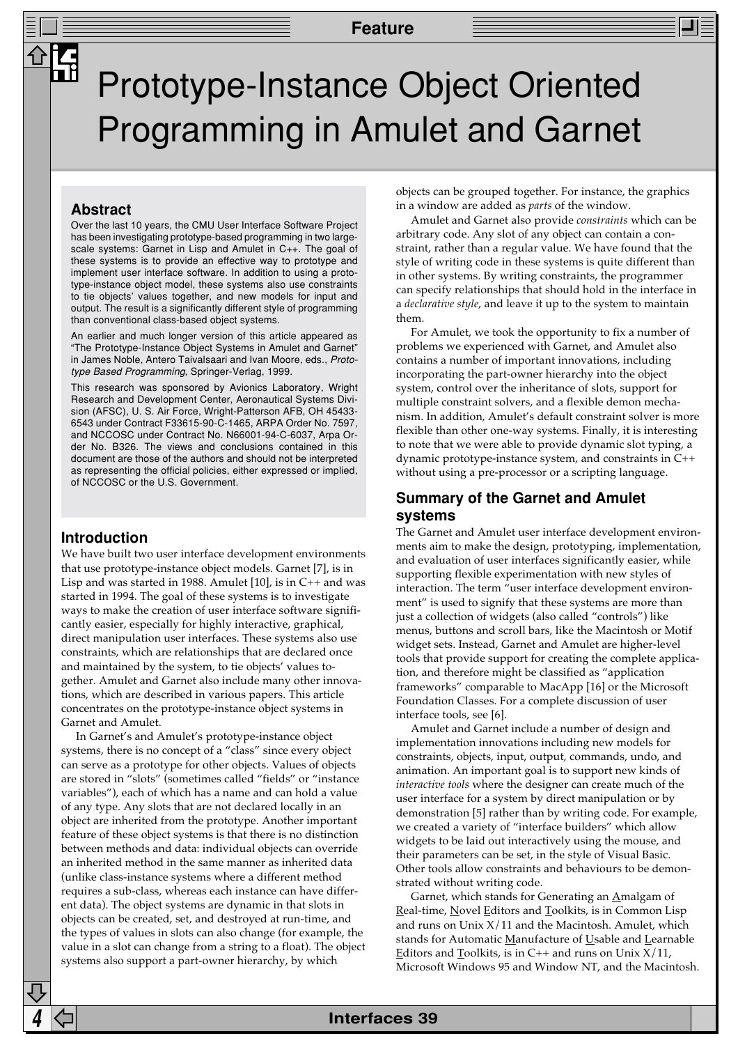# Prototype-Instance Object Oriented Programming in Amulet and Garnet

## Abstract

Over the last 10 years, the CMU User Interface Software Project has been investigating prototype-based programming in two large-scale systems: Garnet in Lisp and Amulet in C++. The goal of these systems is to provide an effective way to prototype and implement user interface software. In addition to using a prototype-instance object model, these systems also use constraints to tie objects' values together, and new models for input and output. The result is a significantly different style of programming than conventional class-based object systems.

An earlier and much longer version of this article appeared as "The Prototype-Instance Object Systems in Amulet and Garnet" in James Noble, Antero Taivalsaari and Ivan Moore, eds., *Prototype Based Programming*, Springer-Verlag, 1999.

This research was sponsored by Avionics Laboratory, Wright Research and Development Center, Aeronautical Systems Division (AFSC), U. S. Air Force, Wright-Patterson AFB, OH 45433-6543 under Contract F33615-90-C-1465, ARPA Order No. 7597, and NCCOSC under Contract No. N66001-94-C-6037, Arpa Order No. B326. The views and conclusions contained in this document are those of the authors and should not be interpreted as representing the official policies, either expressed or implied, of NCCOSC or the U.S. Government.

## Introduction

We have built two user interface development environments that use prototype-instance object models. Garnet [7], is in Lisp and was started in 1988. Amulet [10], is in C++ and was started in 1994. The goal of these systems is to investigate ways to make the creation of user interface software significantly easier, especially for highly interactive, graphical, direct manipulation user interfaces. These systems also use constraints, which are relationships that are declared once and maintained by the system, to tie objects' values together. Amulet and Garnet also include many other innovations, which are described in various papers. This article concentrates on the prototype-instance object systems in Garnet and Amulet.

In Garnet's and Amulet's prototype-instance object systems, there is no concept of a "class" since every object can serve as a prototype for other objects. Values of objects are stored in "slots" (sometimes called "fields" or "instance variables"), each of which has a name and can hold a value of any type. Any slots that are not declared locally in an object are inherited from the prototype. Another important feature of these object systems is that there is no distinction between methods and data: individual objects can override an inherited method in the same manner as inherited data (unlike class-instance systems where a different method requires a sub-class, whereas each instance can have different data). The object systems are dynamic in that slots in objects can be created, set, and destroyed at run-time, and the types of values in slots can also change (for example, the value in a slot can change from a string to a float). The object systems also support a part-owner hierarchy, by which objects can be grouped together. For instance, the graphics in a window are added as *parts* of the window.

Amulet and Garnet also provide *constraints* which can be arbitrary code. Any slot of any object can contain a constraint, rather than a regular value. We have found that the style of writing code in these systems is quite different than in other systems. By writing constraints, the programmer can specify relationships that should hold in the interface in a *declarative style*, and leave it up to the system to maintain them.

For Amulet, we took the opportunity to fix a number of problems we experienced with Garnet, and Amulet also contains a number of important innovations, including incorporating the part-owner hierarchy into the object system, control over the inheritance of slots, support for multiple constraint solvers, and a flexible demon mechanism. In addition, Amulet's default constraint solver is more flexible than other one-way systems. Finally, it is interesting to note that we were able to provide dynamic slot typing, a dynamic prototype-instance system, and constraints in C++ without using a pre-processor or a scripting language.

## Summary of the Garnet and Amulet systems

The Garnet and Amulet user interface development environments aim to make the design, prototyping, implementation, and evaluation of user interfaces significantly easier, while supporting flexible experimentation with new styles of interaction. The term "user interface development environment" is used to signify that these systems are more than just a collection of widgets (also called "controls") like menus, buttons and scroll bars, like the Macintosh or Motif widget sets. Instead, Garnet and Amulet are higher-level tools that provide support for creating the complete application, and therefore might be classified as "application frameworks" comparable to MacApp [16] or the Microsoft Foundation Classes. For a complete discussion of user interface tools, see [6].

Amulet and Garnet include a number of design and implementation innovations including new models for constraints, objects, input, output, commands, undo, and animation. An important goal is to support new kinds of *interactive tools* where the designer can create much of the user interface for a system by direct manipulation or by demonstration [5] rather than by writing code. For example, we created a variety of "interface builders" which allow widgets to be laid out interactively using the mouse, and their parameters can be set, in the style of Visual Basic. Other tools allow constraints and behaviours to be demonstrated without writing code.

Garnet, which stands for Generating an Amalgam of Real-time, Novel Editors and Toolkits, is in Common Lisp and runs on Unix X/11 and the Macintosh. Amulet, which stands for Automatic Manufacture of Usable and Learnable Editors and Toolkits, is in C++ and runs on Unix X/11, Microsoft Windows 95 and Window NT, and the Macintosh.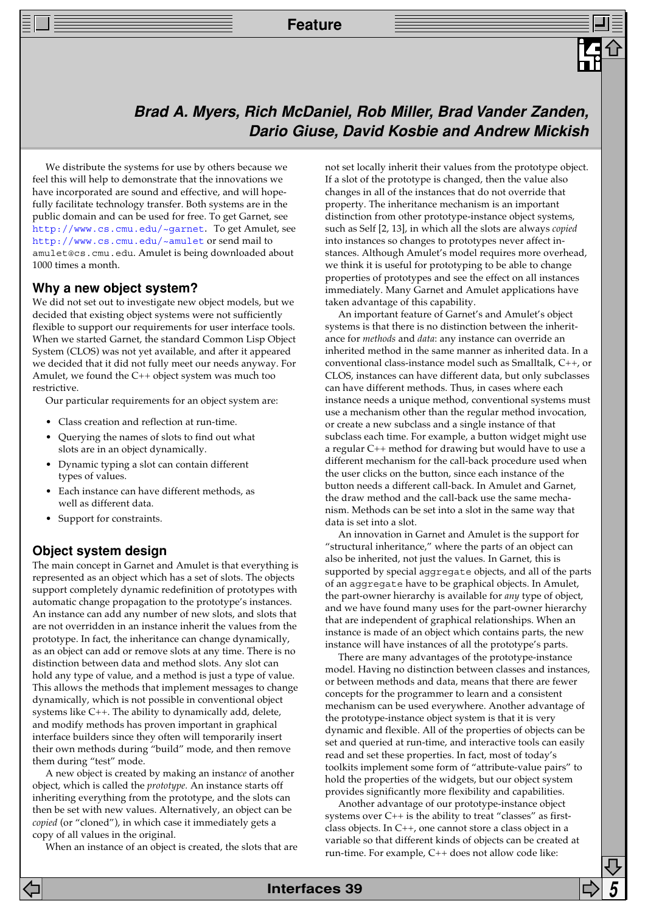**Brad A. Myers, Rich McDaniel, Rob Miller, Brad Vander Zanden, Dario Giuse, David Kosbie and Andrew Mickish**

We distribute the systems for use by others because we feel this will help to demonstrate that the innovations we have incorporated are sound and effective, and will hopefully facilitate technology transfer. Both systems are in the public domain and can be used for free. To get Garnet, see http://www.cs.cmu.edu/~garnet. To get Amulet, see http://www.cs.cmu.edu/~amulet or send mail to amulet@cs.cmu.edu. Amulet is being downloaded about 1000 times a month.

## Why a new object system?

We did not set out to investigate new object models, but we decided that existing object systems were not sufficiently flexible to support our requirements for user interface tools. When we started Garnet, the standard Common Lisp Object System (CLOS) was not yet available, and after it appeared we decided that it did not fully meet our needs anyway. For Amulet, we found the C++ object system was much too restrictive.

Our particular requirements for an object system are:

- Class creation and reflection at run-time.
- Querying the names of slots to find out what slots are in an object dynamically.
- Dynamic typing a slot can contain different types of values.
- Each instance can have different methods, as well as different data.
- Support for constraints.

## Object system design

The main concept in Garnet and Amulet is that everything is represented as an object which has a set of slots. The objects support completely dynamic redefinition of prototypes with automatic change propagation to the prototype's instances. An instance can add any number of new slots, and slots that are not overridden in an instance inherit the values from the prototype. In fact, the inheritance can change dynamically, as an object can add or remove slots at any time. There is no distinction between data and method slots. Any slot can hold any type of value, and a method is just a type of value. This allows the methods that implement messages to change dynamically, which is not possible in conventional object systems like C++. The ability to dynamically add, delete, and modify methods has proven important in graphical interface builders since they often will temporarily insert their own methods during "build" mode, and then remove them during "test" mode.

A new object is created by making an instance of another object, which is called the *prototype*. An instance starts off inheriting everything from the prototype, and the slots can then be set with new values. Alternatively, an object can be *copied* (or "cloned"), in which case it immediately gets a copy of all values in the original.

When an instance of an object is created, the slots that are not set locally inherit their values from the prototype object. If a slot of the prototype is changed, then the value also changes in all of the instances that do not override that property. The inheritance mechanism is an important distinction from other prototype-instance object systems, such as Self [2, 13], in which all the slots are always *copied* into instances so changes to prototypes never affect instances. Although Amulet's model requires more overhead, we think it is useful for prototyping to be able to change properties of prototypes and see the effect on all instances immediately. Many Garnet and Amulet applications have taken advantage of this capability.

An important feature of Garnet's and Amulet's object systems is that there is no distinction between the inheritance for *methods* and *data*: any instance can override an inherited method in the same manner as inherited data. In a conventional class-instance model such as Smalltalk, C++, or CLOS, instances can have different data, but only subclasses can have different methods. Thus, in cases where each instance needs a unique method, conventional systems must use a mechanism other than the regular method invocation, or create a new subclass and a single instance of that subclass each time. For example, a button widget might use a regular C++ method for drawing but would have to use a different mechanism for the call-back procedure used when the user clicks on the button, since each instance of the button needs a different call-back. In Amulet and Garnet, the draw method and the call-back use the same mechanism. Methods can be set into a slot in the same way that data is set into a slot.

An innovation in Garnet and Amulet is the support for "structural inheritance," where the parts of an object can also be inherited, not just the values. In Garnet, this is supported by special aggregate objects, and all of the parts of an aggregate have to be graphical objects. In Amulet, the part-owner hierarchy is available for *any* type of object, and we have found many uses for the part-owner hierarchy that are independent of graphical relationships. When an instance is made of an object which contains parts, the new instance will have instances of all the prototype's parts.

There are many advantages of the prototype-instance model. Having no distinction between classes and instances, or between methods and data, means that there are fewer concepts for the programmer to learn and a consistent mechanism can be used everywhere. Another advantage of the prototype-instance object system is that it is very dynamic and flexible. All of the properties of objects can be set and queried at run-time, and interactive tools can easily read and set these properties. In fact, most of today's toolkits implement some form of "attribute-value pairs" to hold the properties of the widgets, but our object system provides significantly more flexibility and capabilities.

Another advantage of our prototype-instance object systems over C++ is the ability to treat "classes" as first-class objects. In C++, one cannot store a class object in a variable so that different kinds of objects can be created at run-time. For example, C++ does not allow code like: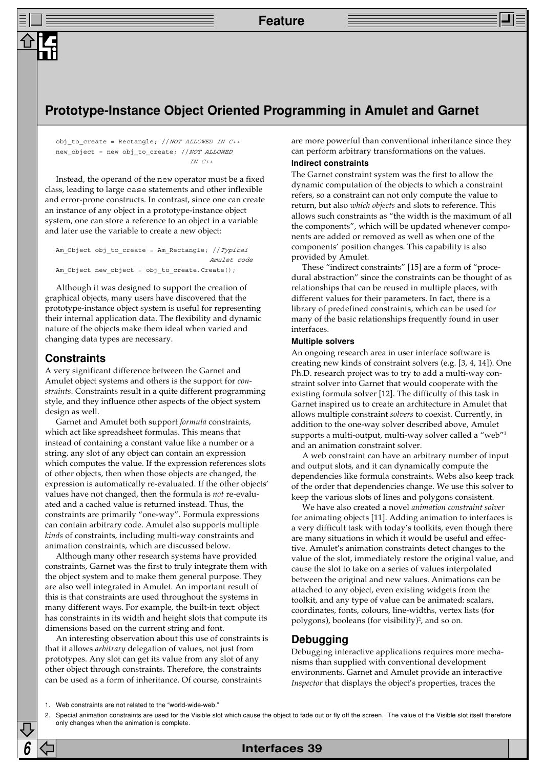```
obj_to_create = Rectangle; //NOT ALLOWED IN C++
new_object = new obj_to_create; //NOT ALLOWED
                                 IN C++
```

Instead, the operand of the new operator must be a fixed class, leading to large case statements and other inflexible and error-prone constructs. In contrast, since one can create an instance of any object in a prototype-instance object system, one can store a reference to an object in a variable and later use the variable to create a new object:

```
Am_Object obj_to_create = Am_Rectangle; //Typical
                                          Amulet code
Am_Object new_object = obj_to_create.Create();
```

Although it was designed to support the creation of graphical objects, many users have discovered that the prototype-instance object system is useful for representing their internal application data. The flexibility and dynamic nature of the objects make them ideal when varied and changing data types are necessary.

## Constraints

A very significant difference between the Garnet and Amulet object systems and others is the support for *constraints*. Constraints result in a quite different programming style, and they influence other aspects of the object system design as well.

Garnet and Amulet both support *formula* constraints, which act like spreadsheet formulas. This means that instead of containing a constant value like a number or a string, any slot of any object can contain an expression which computes the value. If the expression references slots of other objects, then when those objects are changed, the expression is automatically re-evaluated. If the other objects' values have not changed, then the formula is *not* re-evaluated and a cached value is returned instead. Thus, the constraints are primarily "one-way". Formula expressions can contain arbitrary code. Amulet also supports multiple *kinds* of constraints, including multi-way constraints and animation constraints, which are discussed below.

Although many other research systems have provided constraints, Garnet was the first to truly integrate them with the object system and to make them general purpose. They are also well integrated in Amulet. An important result of this is that constraints are used throughout the systems in many different ways. For example, the built-in text object has constraints in its width and height slots that compute its dimensions based on the current string and font.

An interesting observation about this use of constraints is that it allows *arbitrary* delegation of values, not just from prototypes. Any slot can get its value from any slot of any other object through constraints. Therefore, the constraints can be used as a form of inheritance. Of course, constraints are more powerful than conventional inheritance since they can perform arbitrary transformations on the values.

### Indirect constraints

The Garnet constraint system was the first to allow the dynamic computation of the objects to which a constraint refers, so a constraint can not only compute the value to return, but also *which objects* and slots to reference. This allows such constraints as "the width is the maximum of all the components", which will be updated whenever components are added or removed as well as when one of the components' position changes. This capability is also provided by Amulet.

These "indirect constraints" [15] are a form of "procedural abstraction" since the constraints can be thought of as relationships that can be reused in multiple places, with different values for their parameters. In fact, there is a library of predefined constraints, which can be used for many of the basic relationships frequently found in user interfaces.

### Multiple solvers

An ongoing research area in user interface software is creating new kinds of constraint solvers (e.g. [3, 4, 14]). One Ph.D. research project was to try to add a multi-way constraint solver into Garnet that would cooperate with the existing formula solver [12]. The difficulty of this task in Garnet inspired us to create an architecture in Amulet that allows multiple constraint *solvers* to coexist. Currently, in addition to the one-way solver described above, Amulet supports a multi-output, multi-way solver called a "web"[1] and an animation constraint solver.

A web constraint can have an arbitrary number of input and output slots, and it can dynamically compute the dependencies like formula constraints. Webs also keep track of the order that dependencies change. We use this solver to keep the various slots of lines and polygons consistent.

We have also created a novel *animation constraint solver* for animating objects [11]. Adding animation to interfaces is a very difficult task with today's toolkits, even though there are many situations in which it would be useful and effective. Amulet's animation constraints detect changes to the value of the slot, immediately restore the original value, and cause the slot to take on a series of values interpolated between the original and new values. Animations can be attached to any object, even existing widgets from the toolkit, and any type of value can be animated: scalars, coordinates, fonts, colours, line-widths, vertex lists (for polygons), booleans (for visibility)[2], and so on.

## Debugging

Debugging interactive applications requires more mechanisms than supplied with conventional development environments. Garnet and Amulet provide an interactive *Inspector* that displays the object's properties, traces the

1. Web constraints are not related to the "world-wide-web."

2. Special animation constraints are used for the Visible slot which cause the object to fade out or fly off the screen. The value of the Visible slot itself therefore only changes when the animation is complete.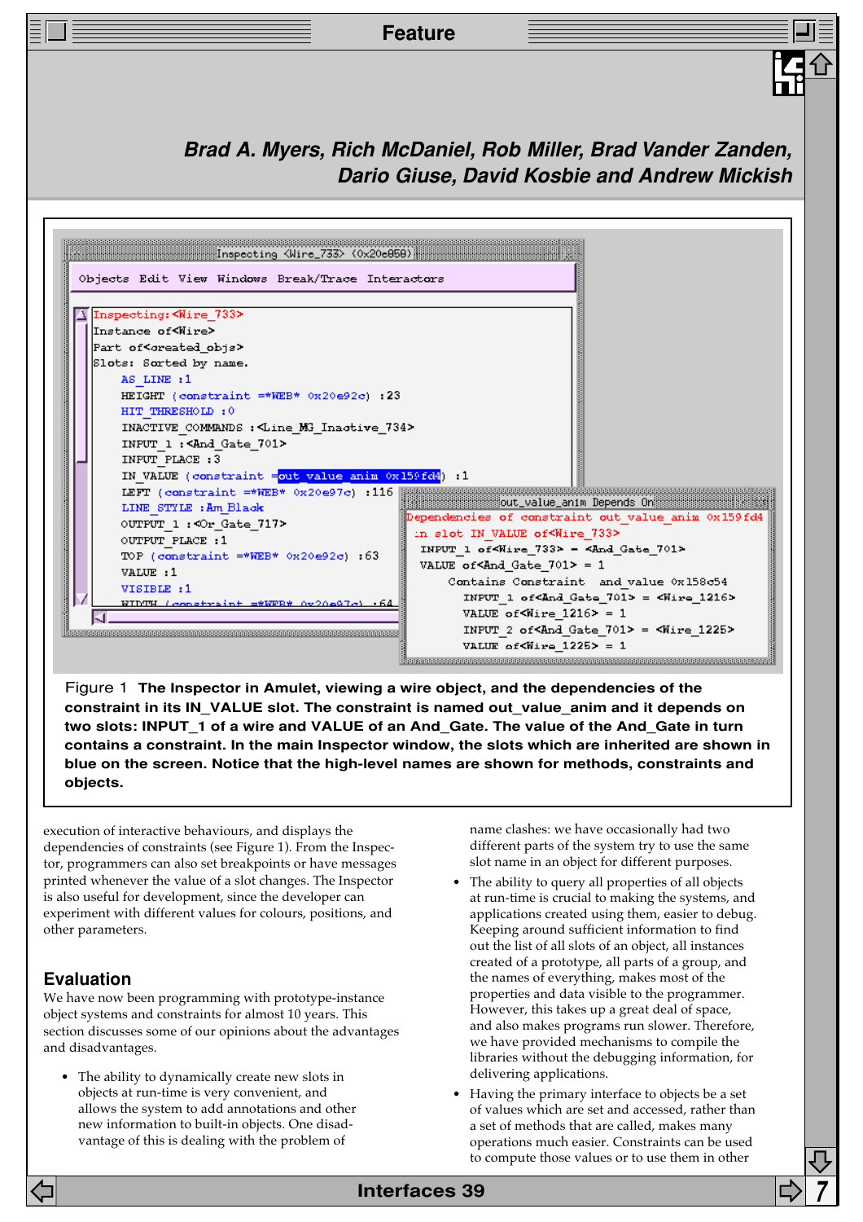Brad A. Myers, Rich McDaniel, Rob Miller, Brad Vander Zanden, Dario Giuse, David Kosbie and Andrew Mickish

Figure 1 **The Inspector in Amulet, viewing a wire object, and the dependencies of the constraint in its IN_VALUE slot. The constraint is named out_value_anim and it depends on two slots: INPUT_1 of a wire and VALUE of an And_Gate. The value of the And_Gate in turn contains a constraint. In the main Inspector window, the slots which are inherited are shown in blue on the screen. Notice that the high-level names are shown for methods, constraints and objects.**

execution of interactive behaviours, and displays the dependencies of constraints (see Figure 1). From the Inspector, programmers can also set breakpoints or have messages printed whenever the value of a slot changes. The Inspector is also useful for development, since the developer can experiment with different values for colours, positions, and other parameters.

## Evaluation

We have now been programming with prototype-instance object systems and constraints for almost 10 years. This section discusses some of our opinions about the advantages and disadvantages.

- The ability to dynamically create new slots in objects at run-time is very convenient, and allows the system to add annotations and other new information to built-in objects. One disadvantage of this is dealing with the problem of name clashes: we have occasionally had two different parts of the system try to use the same slot name in an object for different purposes.
- The ability to query all properties of all objects at run-time is crucial to making the systems, and applications created using them, easier to debug. Keeping around sufficient information to find out the list of all slots of an object, all instances created of a prototype, all parts of a group, and the names of everything, makes most of the properties and data visible to the programmer. However, this takes up a great deal of space, and also makes programs run slower. Therefore, we have provided mechanisms to compile the libraries without the debugging information, for delivering applications.
- Having the primary interface to objects be a set of values which are set and accessed, rather than a set of methods that are called, makes many operations much easier. Constraints can be used to compute those values or to use them in other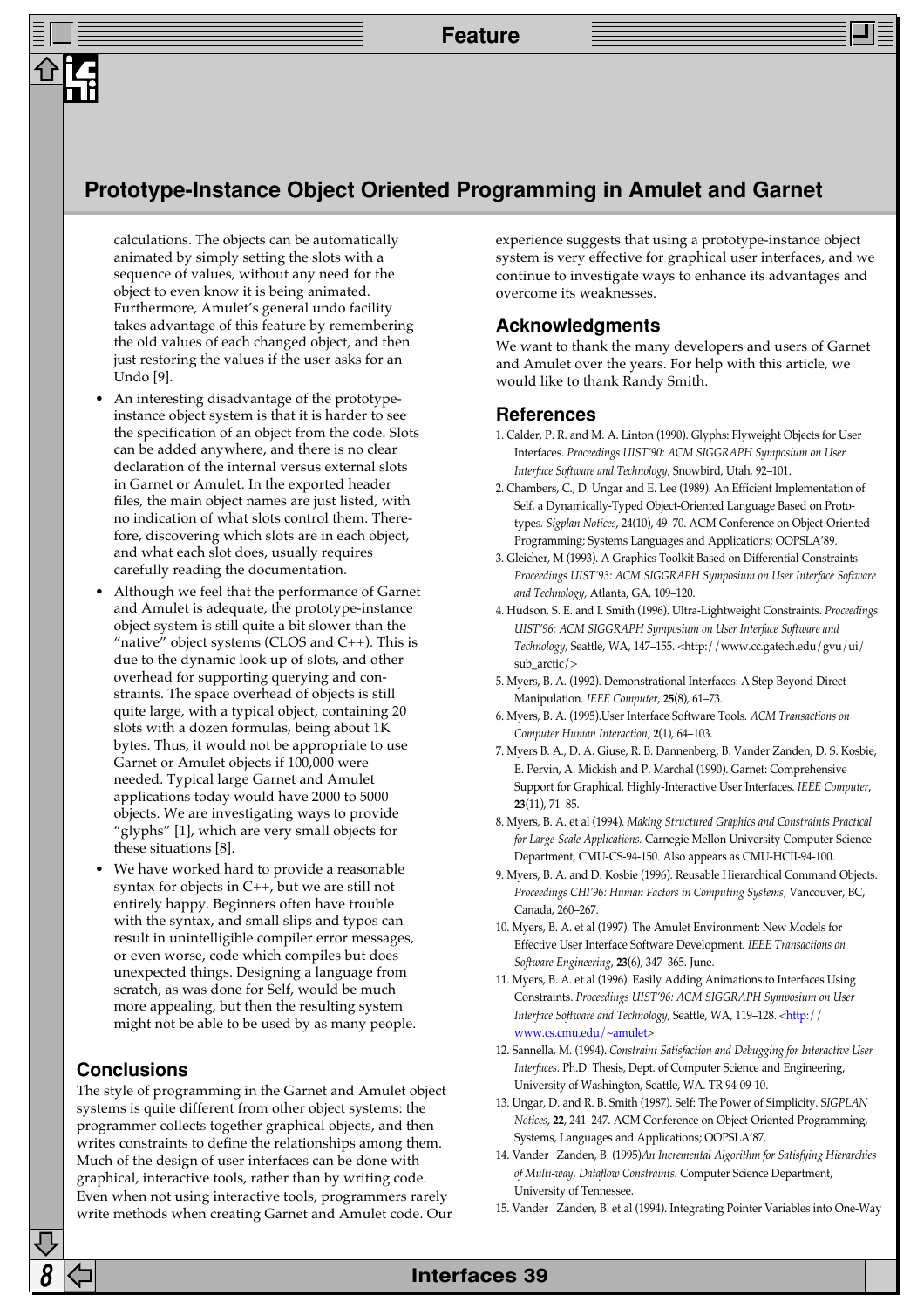calculations. The objects can be automatically animated by simply setting the slots with a sequence of values, without any need for the object to even know it is being animated. Furthermore, Amulet's general undo facility takes advantage of this feature by remembering the old values of each changed object, and then just restoring the values if the user asks for an Undo [9].

- An interesting disadvantage of the prototype-instance object system is that it is harder to see the specification of an object from the code. Slots can be added anywhere, and there is no clear declaration of the internal versus external slots in Garnet or Amulet. In the exported header files, the main object names are just listed, with no indication of what slots control them. Therefore, discovering which slots are in each object, and what each slot does, usually requires carefully reading the documentation.
- Although we feel that the performance of Garnet and Amulet is adequate, the prototype-instance object system is still quite a bit slower than the "native" object systems (CLOS and C++). This is due to the dynamic look up of slots, and other overhead for supporting querying and constraints. The space overhead of objects is still quite large, with a typical object, containing 20 slots with a dozen formulas, being about 1K bytes. Thus, it would not be appropriate to use Garnet or Amulet objects if 100,000 were needed. Typical large Garnet and Amulet applications today would have 2000 to 5000 objects. We are investigating ways to provide "glyphs" [1], which are very small objects for these situations [8].
- We have worked hard to provide a reasonable syntax for objects in C++, but we are still not entirely happy. Beginners often have trouble with the syntax, and small slips and typos can result in unintelligible compiler error messages, or even worse, code which compiles but does unexpected things. Designing a language from scratch, as was done for Self, would be much more appealing, but then the resulting system might not be able to be used by as many people.

## Conclusions

The style of programming in the Garnet and Amulet object systems is quite different from other object systems: the programmer collects together graphical objects, and then writes constraints to define the relationships among them. Much of the design of user interfaces can be done with graphical, interactive tools, rather than by writing code. Even when not using interactive tools, programmers rarely write methods when creating Garnet and Amulet code. Our experience suggests that using a prototype-instance object system is very effective for graphical user interfaces, and we continue to investigate ways to enhance its advantages and overcome its weaknesses.

## Acknowledgments

We want to thank the many developers and users of Garnet and Amulet over the years. For help with this article, we would like to thank Randy Smith.

## References

1. Calder, P. R. and M. A. Linton (1990). Glyphs: Flyweight Objects for User Interfaces. *Proceedings UIST'90: ACM SIGGRAPH Symposium on User Interface Software and Technology,* Snowbird, Utah, 92–101.
2. Chambers, C., D. Ungar and E. Lee (1989). An Efficient Implementation of Self, a Dynamically-Typed Object-Oriented Language Based on Prototypes. *Sigplan Notices*, 24(10), 49–70. ACM Conference on Object-Oriented Programming; Systems Languages and Applications; OOPSLA'89.
3. Gleicher, M (1993). A Graphics Toolkit Based on Differential Constraints. *Proceedings UIST'93: ACM SIGGRAPH Symposium on User Interface Software and Technology,* Atlanta, GA, 109–120.
4. Hudson, S. E. and I. Smith (1996). Ultra-Lightweight Constraints. *Proceedings UIST'96: ACM SIGGRAPH Symposium on User Interface Software and Technology,* Seattle, WA, 147–155. <http://www.cc.gatech.edu/gvu/ui/sub_arctic/>
5. Myers, B. A. (1992). Demonstrational Interfaces: A Step Beyond Direct Manipulation. *IEEE Computer*, **25**(8), 61–73.
6. Myers, B. A. (1995).User Interface Software Tools. *ACM Transactions on Computer Human Interaction*, **2**(1), 64–103.
7. Myers B. A., D. A. Giuse, R. B. Dannenberg, B. Vander Zanden, D. S. Kosbie, E. Pervin, A. Mickish and P. Marchal (1990). Garnet: Comprehensive Support for Graphical, Highly-Interactive User Interfaces. *IEEE Computer*, **23**(11), 71–85.
8. Myers, B. A. et al (1994). *Making Structured Graphics and Constraints Practical for Large-Scale Applications.* Carnegie Mellon University Computer Science Department, CMU-CS-94-150. Also appears as CMU-HCII-94-100.
9. Myers, B. A. and D. Kosbie (1996). Reusable Hierarchical Command Objects. *Proceedings CHI'96: Human Factors in Computing Systems,* Vancouver, BC, Canada, 260–267.
10. Myers, B. A. et al (1997). The Amulet Environment: New Models for Effective User Interface Software Development. *IEEE Transactions on Software Engineering*, **23**(6), 347–365. June.
11. Myers, B. A. et al (1996). Easily Adding Animations to Interfaces Using Constraints. *Proceedings UIST'96: ACM SIGGRAPH Symposium on User Interface Software and Technology,* Seattle, WA, 119–128. <http://www.cs.cmu.edu/~amulet>
12. Sannella, M. (1994). *Constraint Satisfaction and Debugging for Interactive User Interfaces.* Ph.D. Thesis, Dept. of Computer Science and Engineering, University of Washington, Seattle, WA. TR 94-09-10.
13. Ungar, D. and R. B. Smith (1987). Self: The Power of Simplicity. *SIGPLAN Notices*, **22**, 241–247. ACM Conference on Object-Oriented Programming, Systems, Languages and Applications; OOPSLA'87.
14. Vander Zanden, B. (1995).*An Incremental Algorithm for Satisfying Hierarchies of Multi-way, Dataflow Constraints.* Computer Science Department, University of Tennessee.
15. Vander Zanden, B. et al (1994). Integrating Pointer Variables into One-Way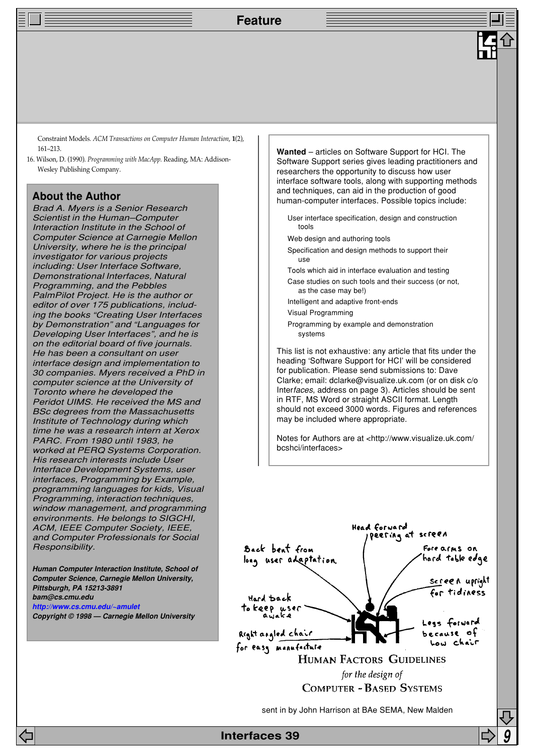Constraint Models. *ACM Transactions on Computer Human Interaction*, **1**(2), 161–213.

16. Wilson, D. (1990). *Programming with MacApp*. Reading, MA: Addison-Wesley Publishing Company.

## About the Author

*Brad A. Myers is a Senior Research Scientist in the Human–Computer Interaction Institute in the School of Computer Science at Carnegie Mellon University, where he is the principal investigator for various projects including: User Interface Software, Demonstrational Interfaces, Natural Programming, and the Pebbles PalmPilot Project. He is the author or editor of over 175 publications, including the books "Creating User Interfaces by Demonstration" and "Languages for Developing User Interfaces", and he is on the editorial board of five journals. He has been a consultant on user interface design and implementation to 30 companies. Myers received a PhD in computer science at the University of Toronto where he developed the Peridot UIMS. He received the MS and BSc degrees from the Massachusetts Institute of Technology during which time he was a research intern at Xerox PARC. From 1980 until 1983, he worked at PERQ Systems Corporation. His research interests include User Interface Development Systems, user interfaces, Programming by Example, programming languages for kids, Visual Programming, interaction techniques, window management, and programming environments. He belongs to SIGCHI, ACM, IEEE Computer Society, IEEE, and Computer Professionals for Social Responsibility.*

***Human Computer Interaction Institute, School of Computer Science, Carnegie Mellon University, Pittsburgh, PA 15213-3891***
***bam@cs.cmu.edu***
***http://www.cs.cmu.edu/~amulet***
***Copyright © 1998 — Carnegie Mellon University***

**Wanted** – articles on Software Support for HCI. The Software Support series gives leading practitioners and researchers the opportunity to discuss how user interface software tools, along with supporting methods and techniques, can aid in the production of good human-computer interfaces. Possible topics include:

- User interface specification, design and construction tools
- Web design and authoring tools
- Specification and design methods to support their use
- Tools which aid in interface evaluation and testing
- Case studies on such tools and their success (or not, as the case may be!)
- Intelligent and adaptive front-ends
- Visual Programming
- Programming by example and demonstration systems

This list is not exhaustive: any article that fits under the heading 'Software Support for HCI' will be considered for publication. Please send submissions to: Dave Clarke; email: dclarke@visualize.uk.com (or on disk c/o Inter*faces*, address on page 3). Articles should be sent in RTF, MS Word or straight ASCII format. Length should not exceed 3000 words. Figures and references may be included where appropriate.

Notes for Authors are at <http://www.visualize.uk.com/bcshci/interfaces>

Head forward peering at screen

Back bent from long user adaptation.

Forearms on hard table edge

Screen upright for tidiness

Hard back to keep user awake

Legs forward because of low chair

Right angled chair for easy manufacture

HUMAN FACTORS GUIDELINES
*for the design of*
COMPUTER - BASED SYSTEMS

sent in by John Harrison at BAe SEMA, New Malden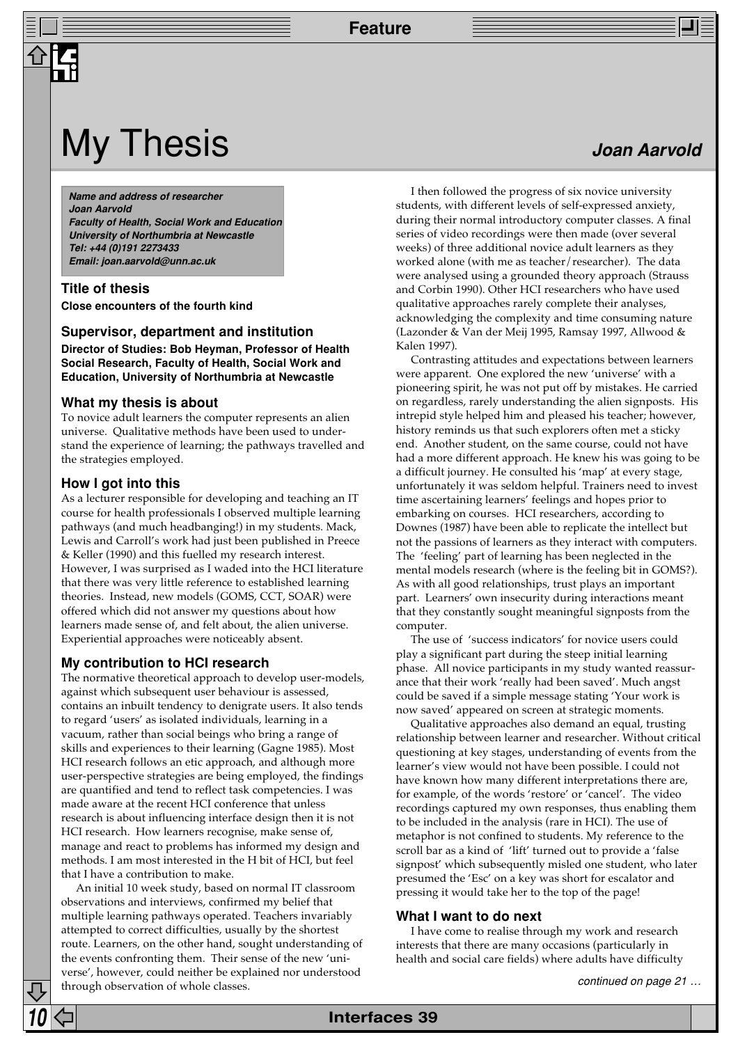# My Thesis

**Joan Aarvold**

***Name and address of researcher***
***Joan Aarvold***
***Faculty of Health, Social Work and Education***
***University of Northumbria at Newcastle***
***Tel: +44 (0)191 2273433***
***Email: joan.aarvold@unn.ac.uk***

## Title of thesis

**Close encounters of the fourth kind**

## Supervisor, department and institution

**Director of Studies: Bob Heyman, Professor of Health Social Research, Faculty of Health, Social Work and Education, University of Northumbria at Newcastle**

## What my thesis is about

To novice adult learners the computer represents an alien universe. Qualitative methods have been used to understand the experience of learning; the pathways travelled and the strategies employed.

## How I got into this

As a lecturer responsible for developing and teaching an IT course for health professionals I observed multiple learning pathways (and much headbanging!) in my students. Mack, Lewis and Carroll's work had just been published in Preece & Keller (1990) and this fuelled my research interest. However, I was surprised as I waded into the HCI literature that there was very little reference to established learning theories. Instead, new models (GOMS, CCT, SOAR) were offered which did not answer my questions about how learners made sense of, and felt about, the alien universe. Experiential approaches were noticeably absent.

## My contribution to HCI research

The normative theoretical approach to develop user-models, against which subsequent user behaviour is assessed, contains an inbuilt tendency to denigrate users. It also tends to regard 'users' as isolated individuals, learning in a vacuum, rather than social beings who bring a range of skills and experiences to their learning (Gagne 1985). Most HCI research follows an etic approach, and although more user-perspective strategies are being employed, the findings are quantified and tend to reflect task competencies. I was made aware at the recent HCI conference that unless research is about influencing interface design then it is not HCI research. How learners recognise, make sense of, manage and react to problems has informed my design and methods. I am most interested in the H bit of HCI, but feel that I have a contribution to make.

An initial 10 week study, based on normal IT classroom observations and interviews, confirmed my belief that multiple learning pathways operated. Teachers invariably attempted to correct difficulties, usually by the shortest route. Learners, on the other hand, sought understanding of the events confronting them. Their sense of the new 'universe', however, could neither be explained nor understood through observation of whole classes.

I then followed the progress of six novice university students, with different levels of self-expressed anxiety, during their normal introductory computer classes. A final series of video recordings were then made (over several weeks) of three additional novice adult learners as they worked alone (with me as teacher/researcher). The data were analysed using a grounded theory approach (Strauss and Corbin 1990). Other HCI researchers who have used qualitative approaches rarely complete their analyses, acknowledging the complexity and time consuming nature (Lazonder & Van der Meij 1995, Ramsay 1997, Allwood & Kalen 1997).

Contrasting attitudes and expectations between learners were apparent. One explored the new 'universe' with a pioneering spirit, he was not put off by mistakes. He carried on regardless, rarely understanding the alien signposts. His intrepid style helped him and pleased his teacher; however, history reminds us that such explorers often met a sticky end. Another student, on the same course, could not have had a more different approach. He knew his was going to be a difficult journey. He consulted his 'map' at every stage, unfortunately it was seldom helpful. Trainers need to invest time ascertaining learners' feelings and hopes prior to embarking on courses. HCI researchers, according to Downes (1987) have been able to replicate the intellect but not the passions of learners as they interact with computers. The 'feeling' part of learning has been neglected in the mental models research (where is the feeling bit in GOMS?). As with all good relationships, trust plays an important part. Learners' own insecurity during interactions meant that they constantly sought meaningful signposts from the computer.

The use of 'success indicators' for novice users could play a significant part during the steep initial learning phase. All novice participants in my study wanted reassurance that their work 'really had been saved'. Much angst could be saved if a simple message stating 'Your work is now saved' appeared on screen at strategic moments.

Qualitative approaches also demand an equal, trusting relationship between learner and researcher. Without critical questioning at key stages, understanding of events from the learner's view would not have been possible. I could not have known how many different interpretations there are, for example, of the words 'restore' or 'cancel'. The video recordings captured my own responses, thus enabling them to be included in the analysis (rare in HCI). The use of metaphor is not confined to students. My reference to the scroll bar as a kind of 'lift' turned out to provide a 'false signpost' which subsequently misled one student, who later presumed the 'Esc' on a key was short for escalator and pressing it would take her to the top of the page!

## What I want to do next

I have come to realise through my work and research interests that there are many occasions (particularly in health and social care fields) where adults have difficulty

*continued on page 21 …*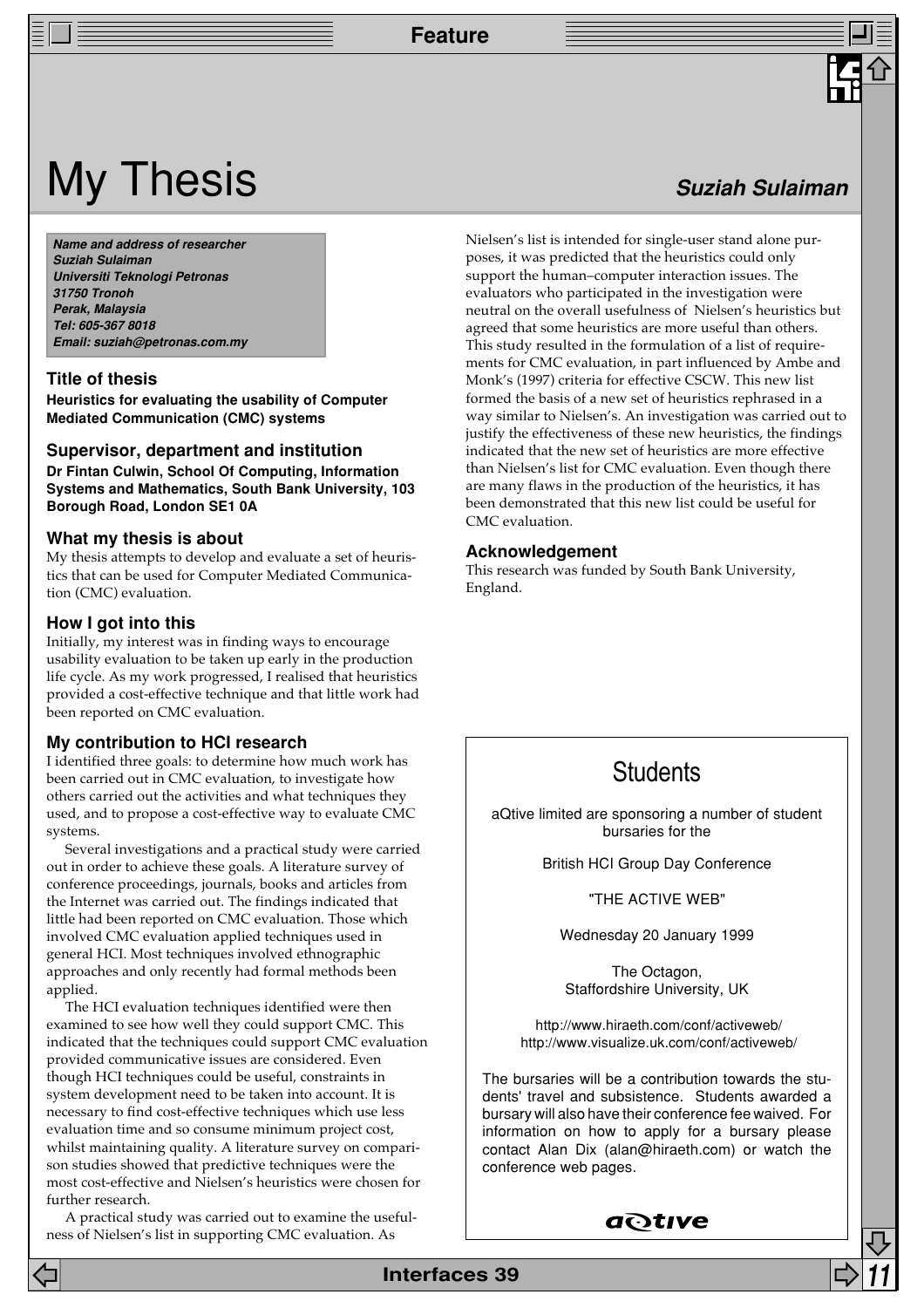# My Thesis

**Suziah Sulaiman**

***Name and address of researcher***
***Suziah Sulaiman***
***Universiti Teknologi Petronas***
***31750 Tronoh***
***Perak, Malaysia***
***Tel: 605-367 8018***
***Email: suziah@petronas.com.my***

## Title of thesis

**Heuristics for evaluating the usability of Computer Mediated Communication (CMC) systems**

## Supervisor, department and institution

**Dr Fintan Culwin, School Of Computing, Information Systems and Mathematics, South Bank University, 103 Borough Road, London SE1 0A**

## What my thesis is about

My thesis attempts to develop and evaluate a set of heuristics that can be used for Computer Mediated Communication (CMC) evaluation.

## How I got into this

Initially, my interest was in finding ways to encourage usability evaluation to be taken up early in the production life cycle. As my work progressed, I realised that heuristics provided a cost-effective technique and that little work had been reported on CMC evaluation.

## My contribution to HCI research

I identified three goals: to determine how much work has been carried out in CMC evaluation, to investigate how others carried out the activities and what techniques they used, and to propose a cost-effective way to evaluate CMC systems.

Several investigations and a practical study were carried out in order to achieve these goals. A literature survey of conference proceedings, journals, books and articles from the Internet was carried out. The findings indicated that little had been reported on CMC evaluation. Those which involved CMC evaluation applied techniques used in general HCI. Most techniques involved ethnographic approaches and only recently had formal methods been applied.

The HCI evaluation techniques identified were then examined to see how well they could support CMC. This indicated that the techniques could support CMC evaluation provided communicative issues are considered. Even though HCI techniques could be useful, constraints in system development need to be taken into account. It is necessary to find cost-effective techniques which use less evaluation time and so consume minimum project cost, whilst maintaining quality. A literature survey on comparison studies showed that predictive techniques were the most cost-effective and Nielsen's heuristics were chosen for further research.

A practical study was carried out to examine the usefulness of Nielsen's list in supporting CMC evaluation. As Nielsen's list is intended for single-user stand alone purposes, it was predicted that the heuristics could only support the human–computer interaction issues. The evaluators who participated in the investigation were neutral on the overall usefulness of Nielsen's heuristics but agreed that some heuristics are more useful than others. This study resulted in the formulation of a list of requirements for CMC evaluation, in part influenced by Ambe and Monk's (1997) criteria for effective CSCW. This new list formed the basis of a new set of heuristics rephrased in a way similar to Nielsen's. An investigation was carried out to justify the effectiveness of these new heuristics, the findings indicated that the new set of heuristics are more effective than Nielsen's list for CMC evaluation. Even though there are many flaws in the production of the heuristics, it has been demonstrated that this new list could be useful for CMC evaluation.

## Acknowledgement

This research was funded by South Bank University, England.

## Students

aQtive limited are sponsoring a number of student bursaries for the

British HCI Group Day Conference

"THE ACTIVE WEB"

Wednesday 20 January 1999

The Octagon,
Staffordshire University, UK

http://www.hiraeth.com/conf/activeweb/
http://www.visualize.uk.com/conf/activeweb/

The bursaries will be a contribution towards the students' travel and subsistence. Students awarded a bursary will also have their conference fee waived. For information on how to apply for a bursary please contact Alan Dix (alan@hiraeth.com) or watch the conference web pages.

aQtive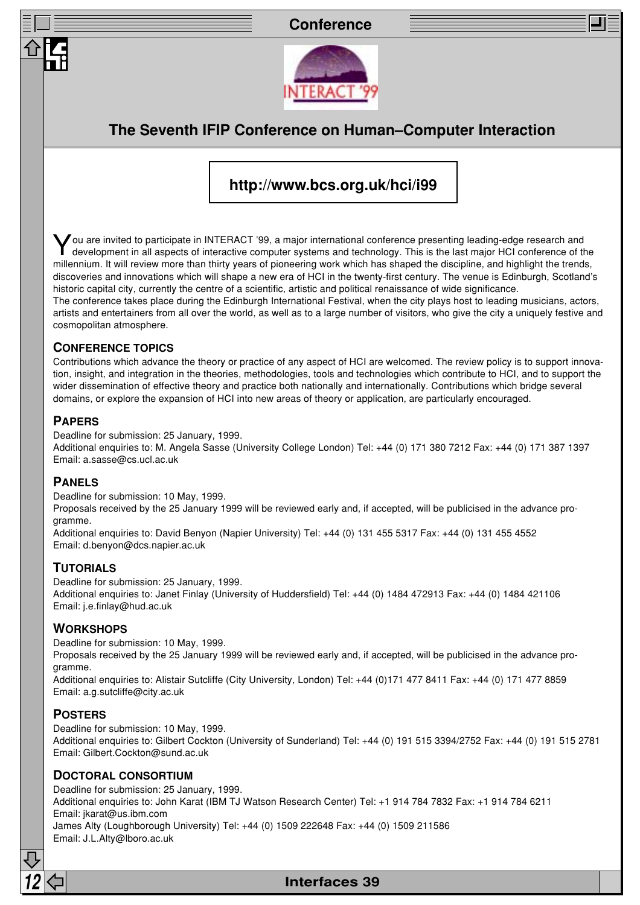# The Seventh IFIP Conference on Human–Computer Interaction

**http://www.bcs.org.uk/hci/i99**

You are invited to participate in INTERACT '99, a major international conference presenting leading-edge research and development in all aspects of interactive computer systems and technology. This is the last major HCI conference of the millennium. It will review more than thirty years of pioneering work which has shaped the discipline, and highlight the trends, discoveries and innovations which will shape a new era of HCI in the twenty-first century. The venue is Edinburgh, Scotland's historic capital city, currently the centre of a scientific, artistic and political renaissance of wide significance.

The conference takes place during the Edinburgh International Festival, when the city plays host to leading musicians, actors, artists and entertainers from all over the world, as well as to a large number of visitors, who give the city a uniquely festive and cosmopolitan atmosphere.

## Conference Topics

Contributions which advance the theory or practice of any aspect of HCI are welcomed. The review policy is to support innovation, insight, and integration in the theories, methodologies, tools and technologies which contribute to HCI, and to support the wider dissemination of effective theory and practice both nationally and internationally. Contributions which bridge several domains, or explore the expansion of HCI into new areas of theory or application, are particularly encouraged.

## Papers

Deadline for submission: 25 January, 1999.
Additional enquiries to: M. Angela Sasse (University College London) Tel: +44 (0) 171 380 7212 Fax: +44 (0) 171 387 1397
Email: a.sasse@cs.ucl.ac.uk

## Panels

Deadline for submission: 10 May, 1999.
Proposals received by the 25 January 1999 will be reviewed early and, if accepted, will be publicised in the advance programme.
Additional enquiries to: David Benyon (Napier University) Tel: +44 (0) 131 455 5317 Fax: +44 (0) 131 455 4552
Email: d.benyon@dcs.napier.ac.uk

## Tutorials

Deadline for submission: 25 January, 1999.
Additional enquiries to: Janet Finlay (University of Huddersfield) Tel: +44 (0) 1484 472913 Fax: +44 (0) 1484 421106
Email: j.e.finlay@hud.ac.uk

## Workshops

Deadline for submission: 10 May, 1999.
Proposals received by the 25 January 1999 will be reviewed early and, if accepted, will be publicised in the advance programme.
Additional enquiries to: Alistair Sutcliffe (City University, London) Tel: +44 (0)171 477 8411 Fax: +44 (0) 171 477 8859
Email: a.g.sutcliffe@city.ac.uk

## Posters

Deadline for submission: 10 May, 1999.
Additional enquiries to: Gilbert Cockton (University of Sunderland) Tel: +44 (0) 191 515 3394/2752 Fax: +44 (0) 191 515 2781
Email: Gilbert.Cockton@sund.ac.uk

## Doctoral Consortium

Deadline for submission: 25 January, 1999.
Additional enquiries to: John Karat (IBM TJ Watson Research Center) Tel: +1 914 784 7832 Fax: +1 914 784 6211
Email: jkarat@us.ibm.com
James Alty (Loughborough University) Tel: +44 (0) 1509 222648 Fax: +44 (0) 1509 211586
Email: J.L.Alty@lboro.ac.uk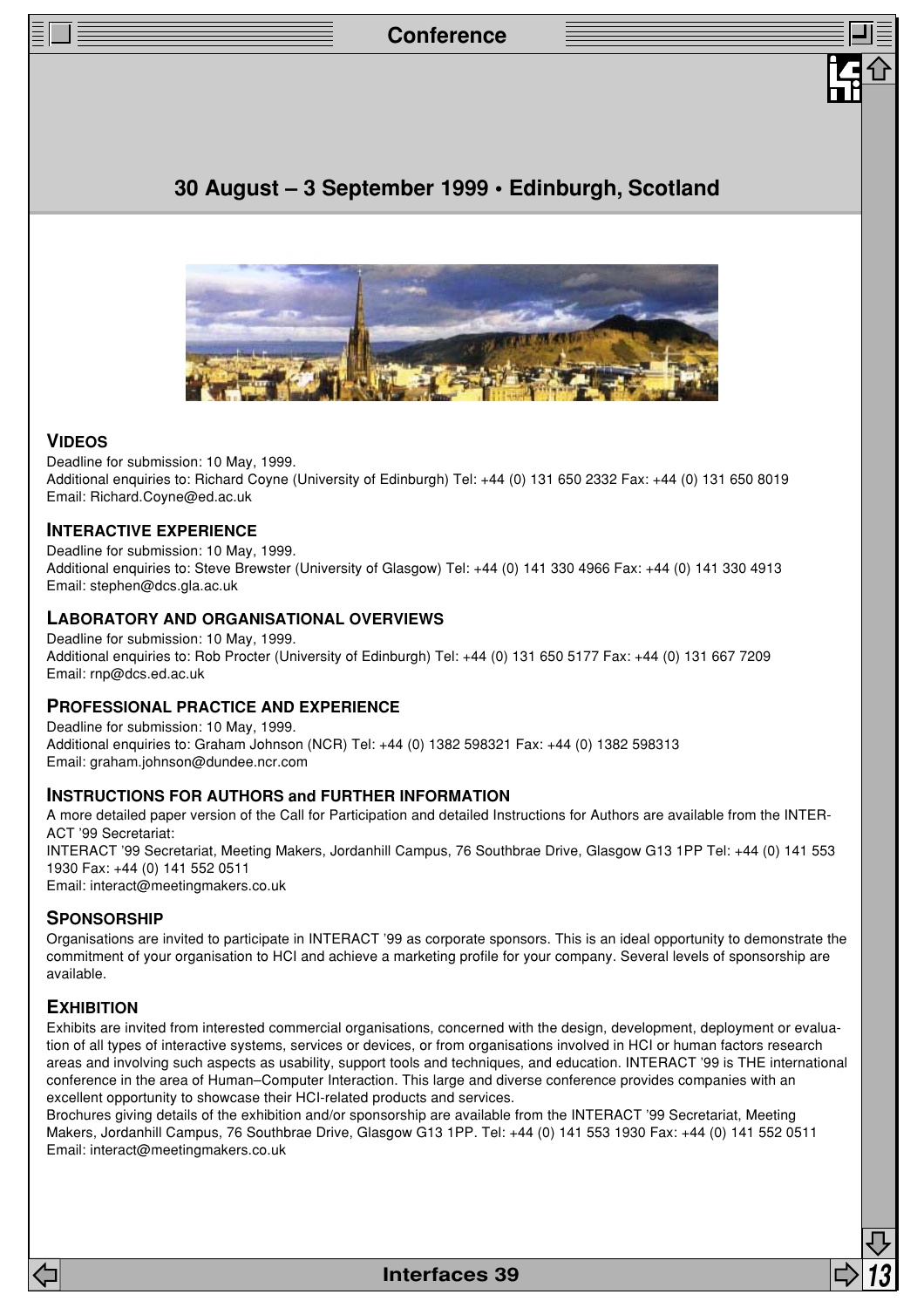## 30 August – 3 September 1999 • Edinburgh, Scotland

### VIDEOS

Deadline for submission: 10 May, 1999.
Additional enquiries to: Richard Coyne (University of Edinburgh) Tel: +44 (0) 131 650 2332 Fax: +44 (0) 131 650 8019
Email: Richard.Coyne@ed.ac.uk

### INTERACTIVE EXPERIENCE

Deadline for submission: 10 May, 1999.
Additional enquiries to: Steve Brewster (University of Glasgow) Tel: +44 (0) 141 330 4966 Fax: +44 (0) 141 330 4913
Email: stephen@dcs.gla.ac.uk

### LABORATORY AND ORGANISATIONAL OVERVIEWS

Deadline for submission: 10 May, 1999.
Additional enquiries to: Rob Procter (University of Edinburgh) Tel: +44 (0) 131 650 5177 Fax: +44 (0) 131 667 7209
Email: rnp@dcs.ed.ac.uk

### PROFESSIONAL PRACTICE AND EXPERIENCE

Deadline for submission: 10 May, 1999.
Additional enquiries to: Graham Johnson (NCR) Tel: +44 (0) 1382 598321 Fax: +44 (0) 1382 598313
Email: graham.johnson@dundee.ncr.com

### INSTRUCTIONS FOR AUTHORS and FURTHER INFORMATION

A more detailed paper version of the Call for Participation and detailed Instructions for Authors are available from the INTERACT '99 Secretariat:
INTERACT '99 Secretariat, Meeting Makers, Jordanhill Campus, 76 Southbrae Drive, Glasgow G13 1PP Tel: +44 (0) 141 553 1930 Fax: +44 (0) 141 552 0511
Email: interact@meetingmakers.co.uk

### SPONSORSHIP

Organisations are invited to participate in INTERACT '99 as corporate sponsors. This is an ideal opportunity to demonstrate the commitment of your organisation to HCI and achieve a marketing profile for your company. Several levels of sponsorship are available.

### EXHIBITION

Exhibits are invited from interested commercial organisations, concerned with the design, development, deployment or evaluation of all types of interactive systems, services or devices, or from organisations involved in HCI or human factors research areas and involving such aspects as usability, support tools and techniques, and education. INTERACT '99 is THE international conference in the area of Human–Computer Interaction. This large and diverse conference provides companies with an excellent opportunity to showcase their HCI-related products and services.
Brochures giving details of the exhibition and/or sponsorship are available from the INTERACT '99 Secretariat, Meeting Makers, Jordanhill Campus, 76 Southbrae Drive, Glasgow G13 1PP. Tel: +44 (0) 141 553 1930 Fax: +44 (0) 141 552 0511
Email: interact@meetingmakers.co.uk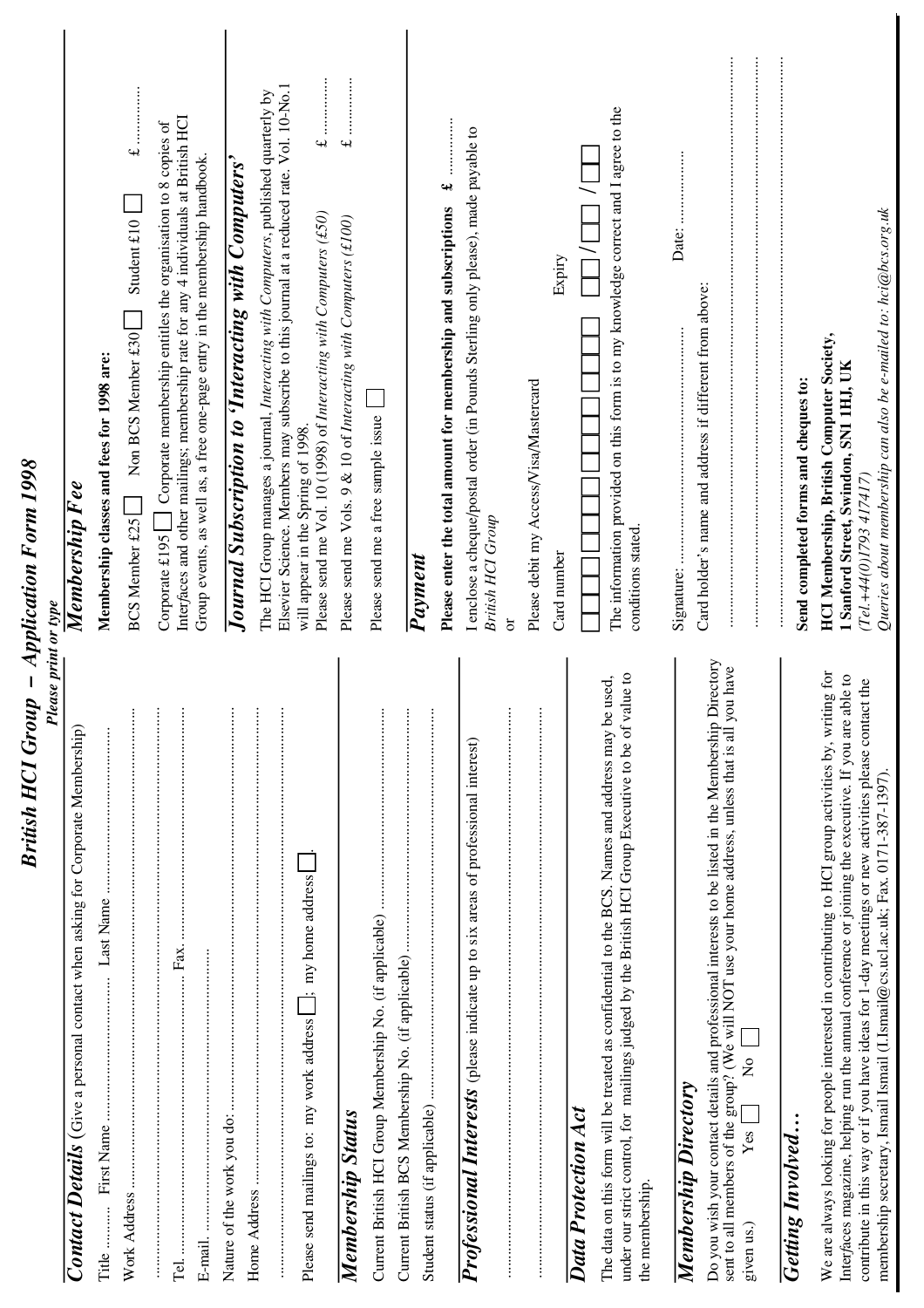# British HCI Group – Application Form 1998

***Please print or type***

## *Contact Details* (Give a personal contact when asking for Corporate Membership)

Title .......... First Name .......................................... Last Name ..........................................

Work Address ..........................................................................................................

..........................................................................................................

Tel. .......................................... Fax. ..........................................

E-mail. ..........................................

Nature of the work you do: ..........................................

Home Address ..........................................

..........................................................................................................

Please send mailings to: my work address ☐; my home address ☐.

## *Membership Status*

Current British HCI Group Membership No. (if applicable) ..........................................

Current British BCS Membership No. (if applicable) ..........................................

Student status (if applicable) ..........................................

## *Professional Interests* (please indicate up to six areas of professional interest)

..........................................................................................................

..........................................................................................................

## *Data Protection Act*

The data on this form will be treated as confidential to the BCS. Names and address may be used, under our strict control, for mailings judged by the British HCI Group Executive to be of value to the membership.

## *Membership Directory*

Do you wish your contact details and professional interests to be listed in the Membership Directory sent to all members of the group? (We will NOT use your home address, unless that is all you have given us.) Yes ☐ No ☐

## *Getting Involved…*

We are always looking for people interested in contributing to HCI group activities by, writing for Interfaces magazine, helping run the annual conference or joining the executive. If you are able to contribute in this way or if you have ideas for 1-day meetings or new activities please contact the membership secretary, Ismail Ismail (I.Ismail@cs.ucl.ac.uk; Fax. 0171-387-1397).

## *Membership Fee*

**Membership classes and fees for 1998 are:**

BCS Member £25 ☐ Non BCS Member £30 ☐ Student £10 ☐ £ ..............

Corporate £195 ☐ Corporate membership entitles the organisation to 8 copies of Interfaces and other mailings; membership rate for any 4 individuals at British HCI Group events, as well as, a free one-page entry in the membership handbook.

## *Journal Subscription to 'Interacting with Computers'*

The HCI Group manages a journal, *Interacting with Computers*, published quarterly by Elsevier Science. Members may subscribe to this journal at a reduced rate. Vol. 10-No.1 will appear in the Spring of 1998.

Please send me Vol. 10 (1998) of *Interacting with Computers (£50)* £ ..............

Please send me Vols. 9 & 10 of *Interacting with Computers (£100)* £ ..............

Please send me a free sample issue ☐

## *Payment*

**Please enter the total amount for membership and subscriptions £** ..............

I enclose a cheque/postal order (in Pounds Sterling only please), made payable to *British HCI Group*

or

Please debit my Access/Visa/Mastercard

Card number ☐☐☐☐ ☐☐☐☐ ☐☐☐☐ ☐☐☐☐   Expiry ☐☐/☐☐/☐☐

The information provided on this form is to my knowledge correct and I agree to the conditions stated.

Signature: .......................................... Date: ..........................

Card holder's name and address if different from above:

..........................................................................................................

..........................................................................................................

..........................................................................................................

**Send completed forms and cheques to:**

**HCI Membership, British Computer Society,**
**1 Sanford Street, Swindon, SN1 1HJ, UK**
*(Tel.+44(0)1793 417417)*
*Queries about membership can also be e-mailed to: hci@bcs.org.uk*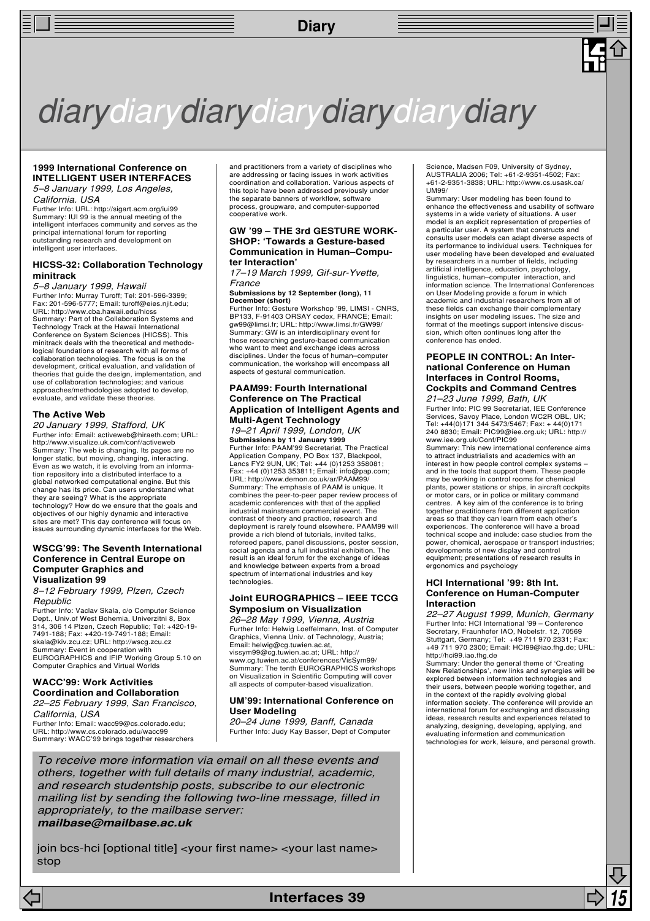# diarydiarydiarydiarydiarydiarydiary

### 1999 International Conference on INTELLIGENT USER INTERFACES

*5–8 January 1999, Los Angeles, California. USA*

Further Info: URL: http://sigart.acm.org/iui99
Summary: IUI 99 is the annual meeting of the intelligent interfaces community and serves as the principal international forum for reporting outstanding research and development on intelligent user interfaces.

### HICSS-32: Collaboration Technology minitrack

*5–8 January 1999, Hawaii*

Further Info: Murray Turoff; Tel: 201-596-3399; Fax: 201-596-5777; Email: turoff@eies.njit.edu; URL: http://www.cba.hawaii.edu/hicss
Summary: Part of the Collaboration Systems and Technology Track at the Hawaii International Conference on System Sciences (HICSS). This minitrack deals with the theoretical and methodological foundations of research with all forms of collaboration technologies. The focus is on the development, critical evaluation, and validation of theories that guide the design, implementation, and use of collaboration technologies; and various approaches/methodologies adopted to develop, evaluate, and validate these theories.

### The Active Web

*20 January 1999, Stafford, UK*

Further info: Email: activeweb@hiraeth.com; URL: http://www.visualize.uk.com/conf/activeweb
Summary: The web is changing. Its pages are no longer static, but moving, changing, interacting. Even as we watch, it is evolving from an information repository into a distributed interface to a global networked computational engine. But this change has its price. Can users understand what they are seeing? What is the appropriate technology? How do we ensure that the goals and objectives of our highly dynamic and interactive sites are met? This day conference will focus on issues surrounding dynamic interfaces for the Web.

### WSCG'99: The Seventh International Conference in Central Europe on Computer Graphics and Visualization 99

*8–12 February 1999, Plzen, Czech Republic*

Further Info: Vaclav Skala, c/o Computer Science Dept., Univ.of West Bohemia, Univerzitni 8, Box 314, 306 14 Plzen, Czech Republic; Tel: +420-19-7491-188; Fax: +420-19-7491-188; Email: skala@kiv.zcu.cz; URL: http://wscg.zcu.cz
Summary: Event in cooperation with EUROGRAPHICS and IFIP Working Group 5.10 on Computer Graphics and Virtual Worlds

### WACC'99: Work Activities Coordination and Collaboration

*22–25 February 1999, San Francisco, California, USA*

Further Info: Email: wacc99@cs.colorado.edu; URL: http://www.cs.colorado.edu/wacc99
Summary: WACC'99 brings together researchers and practitioners from a variety of disciplines who are addressing or facing issues in work activities coordination and collaboration. Various aspects of this topic have been addressed previously under the separate banners of workflow, software process, groupware, and computer-supported cooperative work.

### GW '99 – THE 3rd GESTURE WORKSHOP: 'Towards a Gesture-based Communication in Human–Computer Interaction'

*17–19 March 1999, Gif-sur-Yvette, France*

**Submissions by 12 September (long), 11 December (short)**

Further Info: Gesture Workshop '99, LIMSI - CNRS, BP133, F-91403 ORSAY cedex, FRANCE; Email: gw99@limsi.fr; URL: http://www.limsi.fr/GW99/
Summary: GW is an interdisciplinary event for those researching gesture-based communication who want to meet and exchange ideas across disciplines. Under the focus of human–computer communication, the workshop will encompass all aspects of gestural communication.

### PAAM99: Fourth International Conference on The Practical Application of Intelligent Agents and Multi-Agent Technology

*19–21 April 1999, London, UK*

**Submissions by 11 January 1999**

Further Info: PAAM'99 Secretariat, The Practical Application Company, PO Box 137, Blackpool, Lancs FY2 9UN, UK; Tel: +44 (0)1253 358081; Fax: +44 (0)1253 353811; Email: info@pap.com; URL: http://www.demon.co.uk/ar/PAAM99/
Summary: The emphasis of PAAM is unique. It combines the peer-to-peer paper review process of academic conferences with that of the applied industrial mainstream commercial event. The contrast of theory and practice, research and deployment is rarely found elsewhere. PAAM99 will provide a rich blend of tutorials, invited talks, refereed papers, panel discussions, poster session, social agenda and a full industrial exhibition. The result is an ideal forum for the exchange of ideas and knowledge between experts from a broad spectrum of international industries and key technologies.

### Joint EUROGRAPHICS – IEEE TCCG Symposium on Visualization

*26–28 May 1999, Vienna, Austria*

Further Info: Helwig Loeffelmann, Inst. of Computer Graphics, Vienna Univ. of Technology, Austria; Email: helwig@cg.tuwien.ac.at, vissym99@cg.tuwien.ac.at; URL: http://www.cg.tuwien.ac.at/conferences/VisSym99/
Summary: The tenth EUROGRAPHICS workshops on Visualization in Scientific Computing will cover all aspects of computer-based visualization.

### UM'99: International Conference on User Modeling

*20–24 June 1999, Banff, Canada*

Further Info: Judy Kay Basser, Dept of Computer Science, Madsen F09, University of Sydney, AUSTRALIA 2006; Tel: +61-2-9351-4502; Fax: +61-2-9351-3838; URL: http://www.cs.usask.ca/UM99/
Summary: User modeling has been found to enhance the effectiveness and usability of software systems in a wide variety of situations. A user model is an explicit representation of properties of a particular user. A system that constructs and consults user models can adapt diverse aspects of its performance to individual users. Techniques for user modeling have been developed and evaluated by researchers in a number of fields, including artificial intelligence, education, psychology, linguistics, human–computer interaction, and information science. The International Conferences on User Modeling provide a forum in which academic and industrial researchers from all of these fields can exchange their complementary insights on user modeling issues. The size and format of the meetings support intensive discussion, which often continues long after the conference has ended.

### PEOPLE IN CONTROL: An International Conference on Human Interfaces in Control Rooms, Cockpits and Command Centres

*21–23 June 1999, Bath, UK*

Further Info: PIC 99 Secretariat, IEE Conference Services, Savoy Place, London WC2R OBL, UK; Tel: +44(0)171 344 5473/5467; Fax: + 44(0)171 240 8830; Email: PIC99@iee.org.uk; URL: http://www.iee.org.uk/Conf/PIC99
Summary: This new international conference aims to attract industrialists and academics with an interest in how people control complex systems – and in the tools that support them. These people may be working in control rooms for chemical plants, power stations or ships, in aircraft cockpits or motor cars, or in police or military command centres. A key aim of the conference is to bring together practitioners from different application areas so that they can learn from each other's experiences. The conference will have a broad technical scope and include: case studies from the power, chemical, aerospace or transport industries; developments of new display and control equipment; presentations of research results in ergonomics and psychology

### HCI International '99: 8th Int. Conference on Human-Computer Interaction

*22–27 August 1999, Munich, Germany*

Further Info: HCI International '99 – Conference Secretary, Fraunhofer IAO, Nobelstr. 12, 70569 Stuttgart, Germany; Tel: +49 711 970 2331; Fax: +49 711 970 2300; Email: HCI99@iao.fhg.de; URL: http://hci99.iao.fhg.de
Summary: Under the general theme of 'Creating New Relationships', new links and synergies will be explored between information technologies and their users, between people working together, and in the context of the rapidly evolving global information society. The conference will provide an international forum for exchanging and discussing ideas, research results and experiences related to analyzing, designing, developing, applying, and evaluating information and communication technologies for work, leisure, and personal growth.

*To receive more information via email on all these events and others, together with full details of many industrial, academic, and research studentship posts, subscribe to our electronic mailing list by sending the following two-line message, filled in appropriately, to the mailbase server:* ***mailbase@mailbase.ac.uk***

```
join bcs-hci [optional title] <your first name> <your last name>
stop
```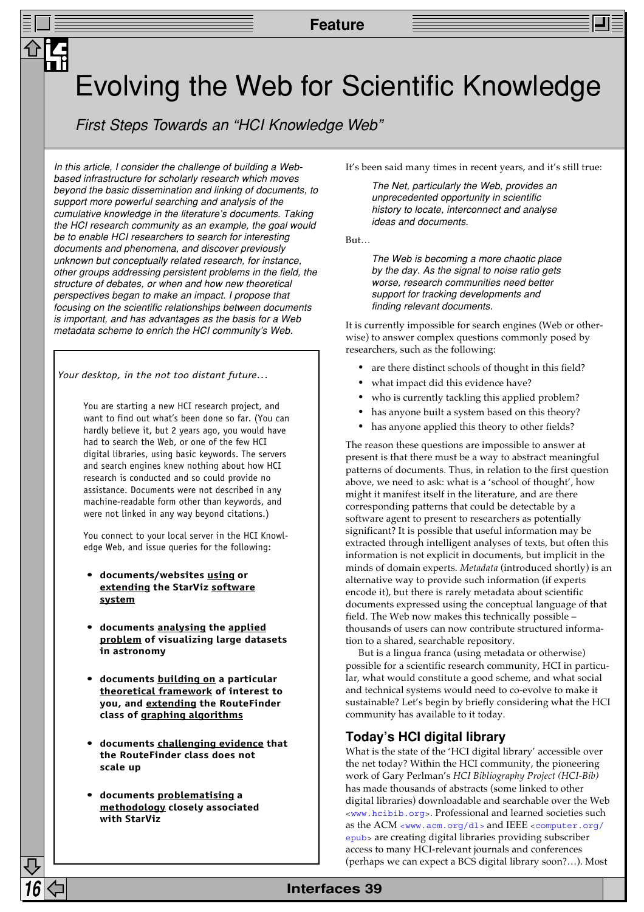# Evolving the Web for Scientific Knowledge

*First Steps Towards an "HCI Knowledge Web"*

*In this article, I consider the challenge of building a Web-based infrastructure for scholarly research which moves beyond the basic dissemination and linking of documents, to support more powerful searching and analysis of the cumulative knowledge in the literature's documents. Taking the HCI research community as an example, the goal would be to enable HCI researchers to search for interesting documents and phenomena, and discover previously unknown but conceptually related research, for instance, other groups addressing persistent problems in the field, the structure of debates, or when and how new theoretical perspectives began to make an impact. I propose that focusing on the scientific relationships between documents is important, and has advantages as the basis for a Web metadata scheme to enrich the HCI community's Web.*

> *Your desktop, in the not too distant future…*
>
> You are starting a new HCI research project, and want to find out what's been done so far. (You can hardly believe it, but 2 years ago, you would have had to search the Web, or one of the few HCI digital libraries, using basic keywords. The servers and search engines knew nothing about how HCI research is conducted and so could provide no assistance. Documents were not described in any machine-readable form other than keywords, and were not linked in any way beyond citations.)
>
> You connect to your local server in the HCI Knowledge Web, and issue queries for the following:
>
> - **documents/websites using or extending the StarViz software system**
> - **documents analysing the applied problem of visualizing large datasets in astronomy**
> - **documents building on a particular theoretical framework of interest to you, and extending the RouteFinder class of graphing algorithms**
> - **documents challenging evidence that the RouteFinder class does not scale up**
> - **documents problematising a methodology closely associated with StarViz**

It's been said many times in recent years, and it's still true:

> *The Net, particularly the Web, provides an unprecedented opportunity in scientific history to locate, interconnect and analyse ideas and documents.*

But…

> *The Web is becoming a more chaotic place by the day. As the signal to noise ratio gets worse, research communities need better support for tracking developments and finding relevant documents.*

It is currently impossible for search engines (Web or otherwise) to answer complex questions commonly posed by researchers, such as the following:

- are there distinct schools of thought in this field?
- what impact did this evidence have?
- who is currently tackling this applied problem?
- has anyone built a system based on this theory?
- has anyone applied this theory to other fields?

The reason these questions are impossible to answer at present is that there must be a way to abstract meaningful patterns of documents. Thus, in relation to the first question above, we need to ask: what is a 'school of thought', how might it manifest itself in the literature, and are there corresponding patterns that could be detectable by a software agent to present to researchers as potentially significant? It is possible that useful information may be extracted through intelligent analyses of texts, but often this information is not explicit in documents, but implicit in the minds of domain experts. *Metadata* (introduced shortly) is an alternative way to provide such information (if experts encode it), but there is rarely metadata about scientific documents expressed using the conceptual language of that field. The Web now makes this technically possible – thousands of users can now contribute structured information to a shared, searchable repository.

But is a lingua franca (using metadata or otherwise) possible for a scientific research community, HCI in particular, what would constitute a good scheme, and what social and technical systems would need to co-evolve to make it sustainable? Let's begin by briefly considering what the HCI community has available to it today.

## Today's HCI digital library

What is the state of the 'HCI digital library' accessible over the net today? Within the HCI community, the pioneering work of Gary Perlman's *HCI Bibliography Project (HCI-Bib)* has made thousands of abstracts (some linked to other digital libraries) downloadable and searchable over the Web <www.hcibib.org>. Professional and learned societies such as the ACM <www.acm.org/dl> and IEEE <computer.org/epub> are creating digital libraries providing subscriber access to many HCI-relevant journals and conferences (perhaps we can expect a BCS digital library soon?…). Most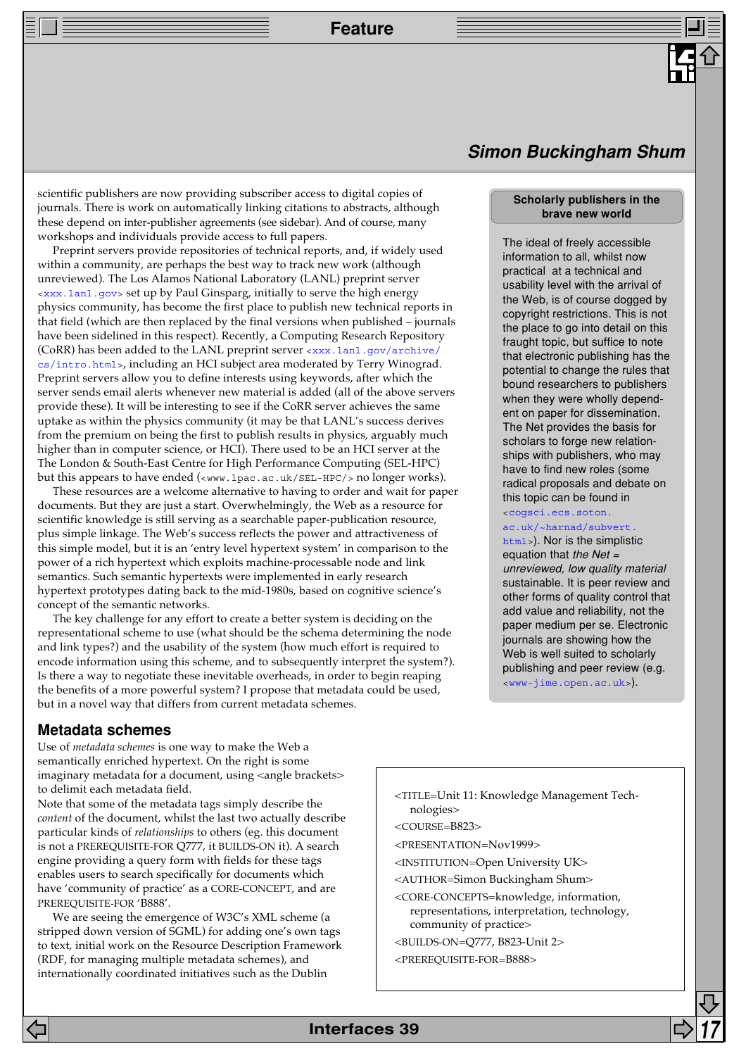scientific publishers are now providing subscriber access to digital copies of journals. There is work on automatically linking citations to abstracts, although these depend on inter-publisher agreements (see sidebar). And of course, many workshops and individuals provide access to full papers.

Preprint servers provide repositories of technical reports, and, if widely used within a community, are perhaps the best way to track new work (although unreviewed). The Los Alamos National Laboratory (LANL) preprint server <xxx.lanl.gov> set up by Paul Ginsparg, initially to serve the high energy physics community, has become the first place to publish new technical reports in that field (which are then replaced by the final versions when published – journals have been sidelined in this respect). Recently, a Computing Research Repository (CoRR) has been added to the LANL preprint server <xxx.lanl.gov/archive/cs/intro.html>, including an HCI subject area moderated by Terry Winograd. Preprint servers allow you to define interests using keywords, after which the server sends email alerts whenever new material is added (all of the above servers provide these). It will be interesting to see if the CoRR server achieves the same uptake as within the physics community (it may be that LANL's success derives from the premium on being the first to publish results in physics, arguably much higher than in computer science, or HCI). There used to be an HCI server at the The London & South-East Centre for High Performance Computing (SEL-HPC) but this appears to have ended (<www.lpac.ac.uk/SEL-HPC/> no longer works).

These resources are a welcome alternative to having to order and wait for paper documents. But they are just a start. Overwhelmingly, the Web as a resource for scientific knowledge is still serving as a searchable paper-publication resource, plus simple linkage. The Web's success reflects the power and attractiveness of this simple model, but it is an 'entry level hypertext system' in comparison to the power of a rich hypertext which exploits machine-processable node and link semantics. Such semantic hypertexts were implemented in early research hypertext prototypes dating back to the mid-1980s, based on cognitive science's concept of the semantic networks.

The key challenge for any effort to create a better system is deciding on the representational scheme to use (what should be the schema determining the node and link types?) and the usability of the system (how much effort is required to encode information using this scheme, and to subsequently interpret the system?). Is there a way to negotiate these inevitable overheads, in order to begin reaping the benefits of a more powerful system? I propose that metadata could be used, but in a novel way that differs from current metadata schemes.

> **Scholarly publishers in the brave new world**
>
> The ideal of freely accessible information to all, whilst now practical at a technical and usability level with the arrival of the Web, is of course dogged by copyright restrictions. This is not the place to go into detail on this fraught topic, but suffice to note that electronic publishing has the potential to change the rules that bound researchers to publishers when they were wholly dependent on paper for dissemination. The Net provides the basis for scholars to forge new relationships with publishers, who may have to find new roles (some radical proposals and debate on this topic can be found in <cogsci.ecs.soton.ac.uk/~harnad/subvert.html>). Nor is the simplistic equation that *the Net = unreviewed, low quality material* sustainable. It is peer review and other forms of quality control that add value and reliability, not the paper medium per se. Electronic journals are showing how the Web is well suited to scholarly publishing and peer review (e.g. <www-jime.open.ac.uk>).

## Metadata schemes

Use of *metadata schemes* is one way to make the Web a semantically enriched hypertext. On the right is some imaginary metadata for a document, using <angle brackets> to delimit each metadata field.

Note that some of the metadata tags simply describe the *content* of the document, whilst the last two actually describe particular kinds of *relationships* to others (eg. this document is not a PREREQUISITE-FOR Q777, it BUILDS-ON it). A search engine providing a query form with fields for these tags enables users to search specifically for documents which have 'community of practice' as a CORE-CONCEPT, and are PREREQUISITE-FOR 'B888'.

```
<TITLE=Unit 11: Knowledge Management Technologies>
<COURSE=B823>
<PRESENTATION=Nov1999>
<INSTITUTION=Open University UK>
<AUTHOR=Simon Buckingham Shum>
<CORE-CONCEPTS=knowledge, information, representations, interpretation, technology, community of practice>
<BUILDS-ON=Q777, B823-Unit 2>
<PREREQUISITE-FOR=B888>
```

We are seeing the emergence of W3C's XML scheme (a stripped down version of SGML) for adding one's own tags to text, initial work on the Resource Description Framework (RDF, for managing multiple metadata schemes), and internationally coordinated initiatives such as the Dublin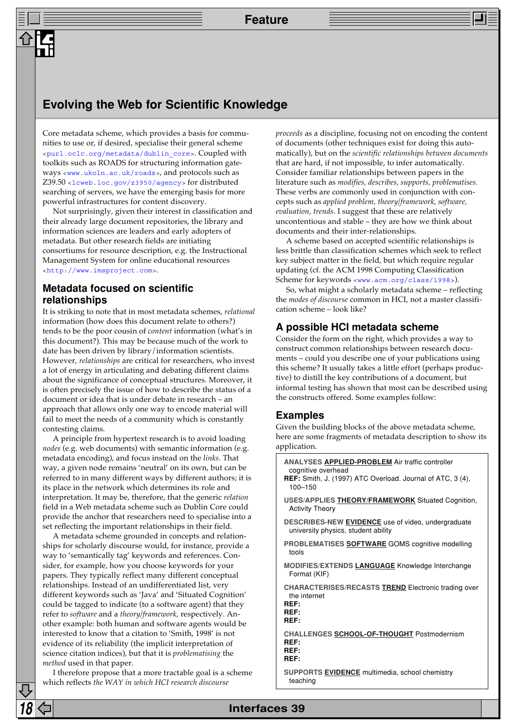# Evolving the Web for Scientific Knowledge

Core metadata scheme, which provides a basis for communities to use or, if desired, specialise their general scheme <purl.oclc.org/metadata/dublin_core>. Coupled with toolkits such as ROADS for structuring information gateways <www.ukoln.ac.uk/roads>, and protocols such as Z39.50 <lcweb.loc.gov/z3950/agency> for distributed searching of servers, we have the emerging basis for more powerful infrastructures for content discovery.

Not surprisingly, given their interest in classification and their already large document repositories, the library and information sciences are leaders and early adopters of metadata. But other research fields are initiating consortiums for resource description, e.g. the Instructional Management System for online educational resources <http://www.imsproject.com>.

## Metadata focused on scientific relationships

It is striking to note that in most metadata schemes, *relational* information (how does this document relate to others?) tends to be the poor cousin of *content* information (what's in this document?). This may be because much of the work to date has been driven by library/information scientists. However, *relationships* are critical for researchers, who invest a lot of energy in articulating and debating different claims about the significance of conceptual structures. Moreover, it is often precisely the issue of how to describe the status of a document or idea that is under debate in research – an approach that allows only one way to encode material will fail to meet the needs of a community which is constantly contesting claims.

A principle from hypertext research is to avoid loading *nodes* (e.g. web documents) with semantic information (e.g. metadata encoding), and focus instead on the *links*. That way, a given node remains 'neutral' on its own, but can be referred to in many different ways by different authors; it is its place in the network which determines its role and interpretation. It may be, therefore, that the generic *relation* field in a Web metadata scheme such as Dublin Core could provide the anchor that researchers need to specialise into a set reflecting the important relationships in their field.

A metadata scheme grounded in concepts and relationships for scholarly discourse would, for instance, provide a way to 'semantically tag' keywords and references. Consider, for example, how you choose keywords for your papers. They typically reflect many different conceptual relationships. Instead of an undifferentiated list, very different keywords such as 'Java' and 'Situated Cognition' could be tagged to indicate (to a software agent) that they refer to *software* and a *theory/framework*, respectively. Another example: both human and software agents would be interested to know that a citation to 'Smith, 1998' is not evidence of its reliability (the implicit interpretation of science citation indices), but that it is *problematising* the *method* used in that paper.

I therefore propose that a more tractable goal is a scheme which reflects *the WAY in which HCI research discourse proceeds* as a discipline, focusing not on encoding the content of documents (other techniques exist for doing this automatically), but on the *scientific relationships between documents* that are hard, if not impossible, to infer automatically. Consider familiar relationships between papers in the literature such as *modifies, describes, supports, problematises.* These verbs are commonly used in conjunction with concepts such as *applied problem, theory/framework, software, evaluation, trends.* I suggest that these are relatively uncontentious and stable – they are how we think about documents and their inter-relationships.

A scheme based on accepted scientific relationships is less brittle than classification schemes which seek to reflect key subject matter in the field, but which require regular updating (cf. the ACM 1998 Computing Classification Scheme for keywords <www.acm.org/class/1998>).

So, what might a scholarly metadata scheme – reflecting the *modes of discourse* common in HCI, not a master classification scheme – look like?

## A possible HCI metadata scheme

Consider the form on the right, which provides a way to construct common relationships between research documents – could you describe one of your publications using this scheme? It usually takes a little effort (perhaps productive) to distill the key contributions of a document, but informal testing has shown that most can be described using the constructs offered. Some examples follow:

## Examples

Given the building blocks of the above metadata scheme, here are some fragments of metadata description to show its application.

ANALYSES **APPLIED-PROBLEM** Air traffic controller cognitive overhead
**REF:** Smith, J. (1997) ATC Overload. Journal of ATC, 3 (4), 100–150

USES/APPLIES **THEORY/FRAMEWORK** Situated Cognition, Activity Theory

DESCRIBES-NEW **EVIDENCE** use of video, undergraduate university physics, student ability

PROBLEMATISES **SOFTWARE** GOMS cognitive modelling tools

MODIFIES/EXTENDS **LANGUAGE** Knowledge Interchange Format (KIF)

CHARACTERISES/RECASTS **TREND** Electronic trading over the internet
**REF:**
**REF:**
**REF:**

CHALLENGES **SCHOOL-OF-THOUGHT** Postmodernism
**REF:**
**REF:**
**REF:**

SUPPORTS **EVIDENCE** multimedia, school chemistry teaching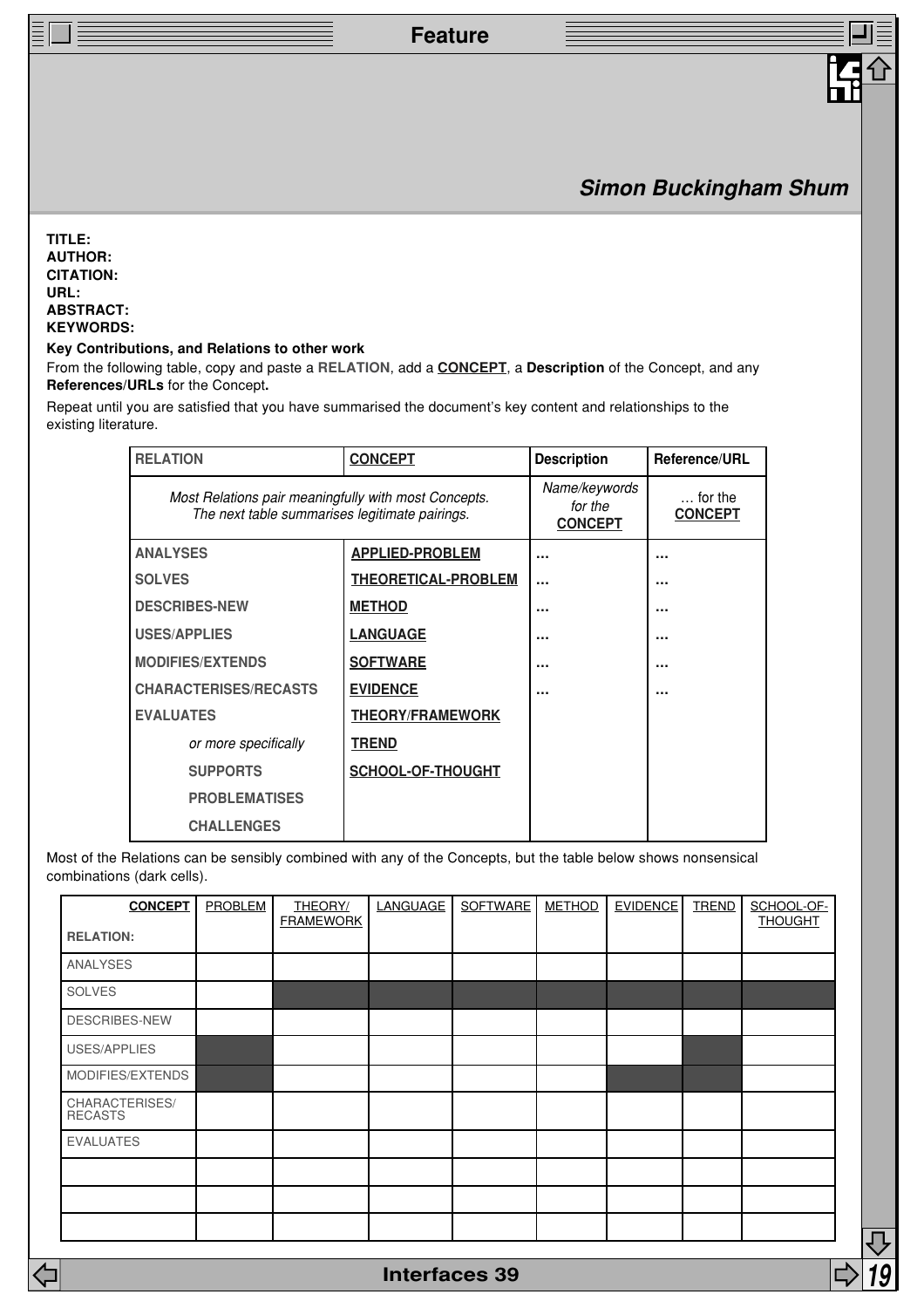*Simon Buckingham Shum*

**TITLE:**
**AUTHOR:**
**CITATION:**
**URL:**
**ABSTRACT:**
**KEYWORDS:**

**Key Contributions, and Relations to other work**

From the following table, copy and paste a **RELATION**, add a **CONCEPT**, a **Description** of the Concept, and any **References/URLs** for the Concept**.**

Repeat until you are satisfied that you have summarised the document's key content and relationships to the existing literature.

| RELATION | CONCEPT | Description | Reference/URL |
|---|---|---|---|
| *Most Relations pair meaningfully with most Concepts. The next table summarises legitimate pairings.* | | *Name/keywords for the* **CONCEPT** | … for the **CONCEPT** |
| ANALYSES | APPLIED-PROBLEM | … | … |
| SOLVES | THEORETICAL-PROBLEM | … | … |
| DESCRIBES-NEW | METHOD | … | … |
| USES/APPLIES | LANGUAGE | … | … |
| MODIFIES/EXTENDS | SOFTWARE | … | … |
| CHARACTERISES/RECASTS | EVIDENCE | … | … |
| EVALUATES | THEORY/FRAMEWORK | | |
| *or more specifically* | TREND | | |
| SUPPORTS | SCHOOL-OF-THOUGHT | | |
| PROBLEMATISES | | | |
| CHALLENGES | | | |

Most of the Relations can be sensibly combined with any of the Concepts, but the table below shows nonsensical combinations (dark cells).

| CONCEPT / RELATION: | PROBLEM | THEORY/ FRAMEWORK | LANGUAGE | SOFTWARE | METHOD | EVIDENCE | TREND | SCHOOL-OF-THOUGHT |
|---|---|---|---|---|---|---|---|---|
| ANALYSES | | | | | | | | |
| SOLVES | | ■ | ■ | ■ | ■ | ■ | ■ | ■ |
| DESCRIBES-NEW | | | | | | | | |
| USES/APPLIES | ■ | | | | | | ■ | |
| MODIFIES/EXTENDS | ■ | | | | | ■ | ■ | |
| CHARACTERISES/ RECASTS | | | | | | | | |
| EVALUATES | | | | | | | | |
| | | | | | | | | |
| | | | | | | | | |
| | | | | | | | | |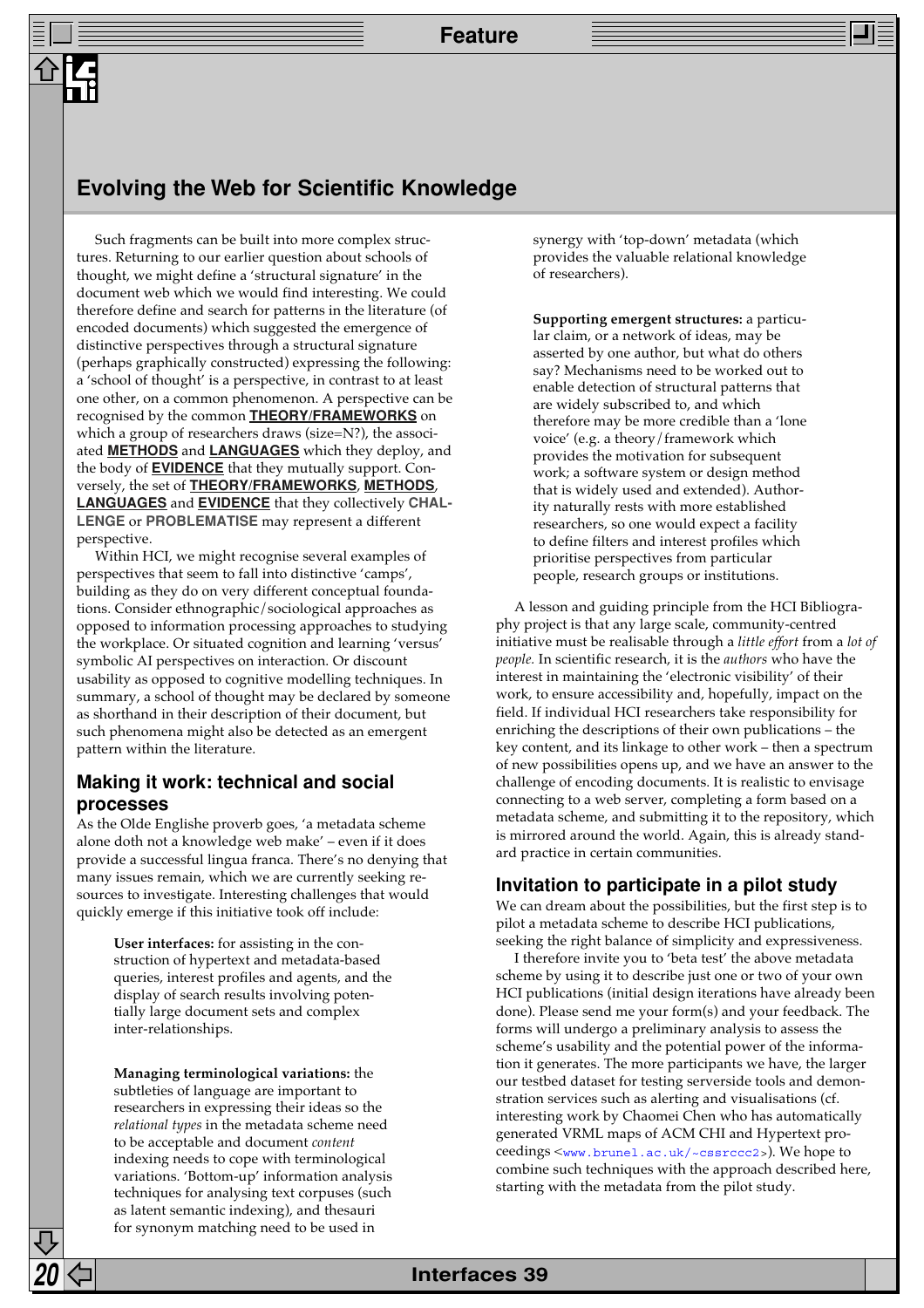Such fragments can be built into more complex structures. Returning to our earlier question about schools of thought, we might define a 'structural signature' in the document web which we would find interesting. We could therefore define and search for patterns in the literature (of encoded documents) which suggested the emergence of distinctive perspectives through a structural signature (perhaps graphically constructed) expressing the following: a 'school of thought' is a perspective, in contrast to at least one other, on a common phenomenon. A perspective can be recognised by the common **THEORY/FRAMEWORKS** on which a group of researchers draws (size=N?), the associated **METHODS** and **LANGUAGES** which they deploy, and the body of **EVIDENCE** that they mutually support. Conversely, the set of **THEORY/FRAMEWORKS**, **METHODS**, **LANGUAGES** and **EVIDENCE** that they collectively **CHALLENGE** or **PROBLEMATISE** may represent a different perspective.

Within HCI, we might recognise several examples of perspectives that seem to fall into distinctive 'camps', building as they do on very different conceptual foundations. Consider ethnographic/sociological approaches as opposed to information processing approaches to studying the workplace. Or situated cognition and learning 'versus' symbolic AI perspectives on interaction. Or discount usability as opposed to cognitive modelling techniques. In summary, a school of thought may be declared by someone as shorthand in their description of their document, but such phenomena might also be detected as an emergent pattern within the literature.

## Making it work: technical and social processes

As the Olde Englishe proverb goes, 'a metadata scheme alone doth not a knowledge web make' – even if it does provide a successful lingua franca. There's no denying that many issues remain, which we are currently seeking resources to investigate. Interesting challenges that would quickly emerge if this initiative took off include:

**User interfaces:** for assisting in the construction of hypertext and metadata-based queries, interest profiles and agents, and the display of search results involving potentially large document sets and complex inter-relationships.

**Managing terminological variations:** the subtleties of language are important to researchers in expressing their ideas so the *relational types* in the metadata scheme need to be acceptable and document *content* indexing needs to cope with terminological variations. 'Bottom-up' information analysis techniques for analysing text corpuses (such as latent semantic indexing), and thesauri for synonym matching need to be used in synergy with 'top-down' metadata (which provides the valuable relational knowledge of researchers).

**Supporting emergent structures:** a particular claim, or a network of ideas, may be asserted by one author, but what do others say? Mechanisms need to be worked out to enable detection of structural patterns that are widely subscribed to, and which therefore may be more credible than a 'lone voice' (e.g. a theory/framework which provides the motivation for subsequent work; a software system or design method that is widely used and extended). Authority naturally rests with more established researchers, so one would expect a facility to define filters and interest profiles which prioritise perspectives from particular people, research groups or institutions.

A lesson and guiding principle from the HCI Bibliography project is that any large scale, community-centred initiative must be realisable through a *little effort* from a *lot of people.* In scientific research, it is the *authors* who have the interest in maintaining the 'electronic visibility' of their work, to ensure accessibility and, hopefully, impact on the field. If individual HCI researchers take responsibility for enriching the descriptions of their own publications – the key content, and its linkage to other work – then a spectrum of new possibilities opens up, and we have an answer to the challenge of encoding documents. It is realistic to envisage connecting to a web server, completing a form based on a metadata scheme, and submitting it to the repository, which is mirrored around the world. Again, this is already standard practice in certain communities.

## Invitation to participate in a pilot study

We can dream about the possibilities, but the first step is to pilot a metadata scheme to describe HCI publications, seeking the right balance of simplicity and expressiveness.

I therefore invite you to 'beta test' the above metadata scheme by using it to describe just one or two of your own HCI publications (initial design iterations have already been done). Please send me your form(s) and your feedback. The forms will undergo a preliminary analysis to assess the scheme's usability and the potential power of the information it generates. The more participants we have, the larger our testbed dataset for testing serverside tools and demonstration services such as alerting and visualisations (cf. interesting work by Chaomei Chen who has automatically generated VRML maps of ACM CHI and Hypertext proceedings <www.brunel.ac.uk/~cssrccc2>). We hope to combine such techniques with the approach described here, starting with the metadata from the pilot study.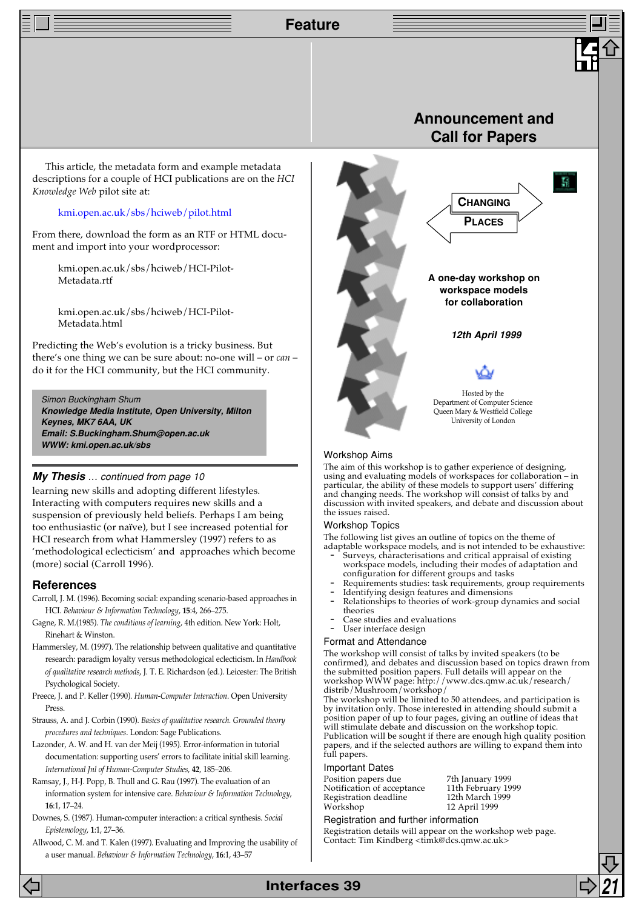This article, the metadata form and example metadata descriptions for a couple of HCI publications are on the *HCI Knowledge Web* pilot site at:

kmi.open.ac.uk/sbs/hciweb/pilot.html

From there, download the form as an RTF or HTML document and import into your wordprocessor:

kmi.open.ac.uk/sbs/hciweb/HCI-Pilot-Metadata.rtf

kmi.open.ac.uk/sbs/hciweb/HCI-Pilot-Metadata.html

Predicting the Web's evolution is a tricky business. But there's one thing we can be sure about: no-one will – or *can* – do it for the HCI community, but the HCI community.

*Simon Buckingham Shum*
***Knowledge Media Institute, Open University, Milton Keynes, MK7 6AA, UK***
***Email: S.Buckingham.Shum@open.ac.uk***
***WWW: kmi.open.ac.uk/sbs***

## *My Thesis* … continued from page 10

learning new skills and adopting different lifestyles. Interacting with computers requires new skills and a suspension of previously held beliefs. Perhaps I am being too enthusiastic (or naïve), but I see increased potential for HCI research from what Hammersley (1997) refers to as 'methodological eclecticism' and approaches which become (more) social (Carroll 1996).

## References

Carroll, J. M. (1996). Becoming social: expanding scenario-based approaches in HCI. *Behaviour & Information Technology*, **15**:4, 266–275.

Gagne, R. M.(1985). *The conditions of learning*, 4th edition. New York: Holt, Rinehart & Winston.

Hammersley, M. (1997). The relationship between qualitative and quantitative research: paradigm loyalty versus methodological eclecticism. In *Handbook of qualitative research methods*, J. T. E. Richardson (ed.). Leicester: The British Psychological Society.

Preece, J. and P. Keller (1990). *Human-Computer Interaction*. Open University Press.

Strauss, A. and J. Corbin (1990). *Basics of qualitative research. Grounded theory procedures and techniques*. London: Sage Publications.

Lazonder, A. W. and H. van der Meij (1995). Error-information in tutorial documentation: supporting users' errors to facilitate initial skill learning. *International Jnl of Human-Computer Studies*, **42**, 185–206.

Ramsay, J., H-J. Popp, B. Thull and G. Rau (1997). The evaluation of an information system for intensive care. *Behaviour & Information Technology*, **16**:1, 17–24.

Downes, S. (1987). Human-computer interaction: a critical synthesis. *Social Epistemology*, **1**:1, 27–36.

Allwood, C. M. and T. Kalen (1997). Evaluating and Improving the usability of a user manual. *Behaviour & Information Technology*, **16**:1, 43–57

# Announcement and Call for Papers

## CHANGING PLACES

**A one-day workshop on workspace models for collaboration**

***12th April 1999***

Hosted by the
Department of Computer Science
Queen Mary & Westfield College
University of London

### Workshop Aims

The aim of this workshop is to gather experience of designing, using and evaluating models of workspaces for collaboration – in particular, the ability of these models to support users' differing and changing needs. The workshop will consist of talks by invited speakers, and debate and discussion about the issues raised.

### Workshop Topics

The following list gives an outline of topics on the theme of adaptable workspace models, and is not intended to be exhaustive:

- Surveys, characterisations and critical appraisal of existing workspace models, including their modes of adaptation and configuration for different groups and tasks
- Requirements studies: task requirements, group requirements
- Identifying design features and dimensions
- Relationships to theories of work-group dynamics and social theories
- Case studies and evaluations
- User interface design

### Format and Attendance

The workshop will consist of talks by invited speakers (to be confirmed), and debates and discussion based on topics drawn from the submitted position papers. Full details will appear on the workshop WWW page: http://www.dcs.qmw.ac.uk/research/distrib/Mushroom/workshop/

The workshop will be limited to 50 attendees, and participation is by invitation only. Those interested in attending should submit a position paper of up to four pages, giving an outline of ideas that will stimulate debate and discussion on the workshop topic. Publication will be sought if there are enough high quality position papers, and if the selected authors are willing to expand them into full papers.

### Important Dates

| | |
|---|---|
| Position papers due | 7th January 1999 |
| Notification of acceptance | 11th February 1999 |
| Registration deadline | 12th March 1999 |
| Workshop | 12 April 1999 |

### Registration and further information

Registration details will appear on the workshop web page.
Contact: Tim Kindberg <timk@dcs.qmw.ac.uk>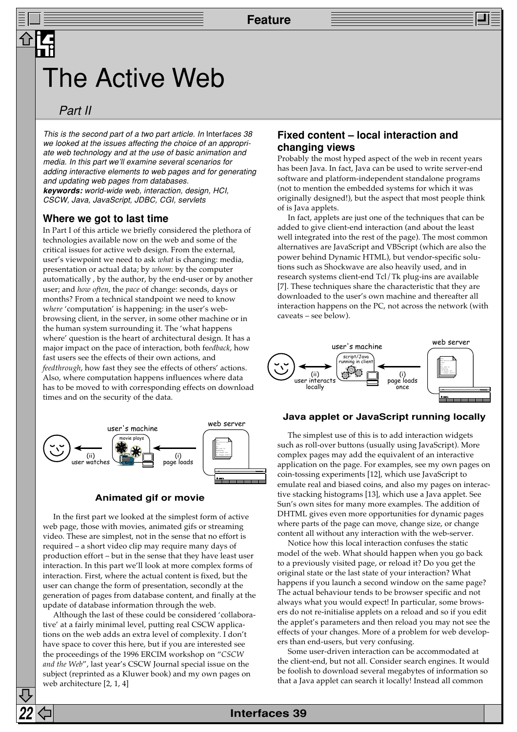# The Active Web

## Part II

*This is the second part of a two part article. In* Interfaces 38 *we looked at the issues affecting the choice of an appropriate web technology and at the use of basic animation and media. In this part we'll examine several scenarios for adding interactive elements to web pages and for generating and updating web pages from databases.*
***keywords:*** *world-wide web, interaction, design, HCI, CSCW, Java, JavaScript, JDBC, CGI, servlets*

### Where we got to last time

In Part I of this article we briefly considered the plethora of technologies available now on the web and some of the critical issues for active web design. From the external, user's viewpoint we need to ask *what* is changing: media, presentation or actual data; by *whom*: by the computer automatically , by the author, by the end-user or by another user; and *how often*, the *pace* of change: seconds, days or months? From a technical standpoint we need to know w*here* 'computation' is happening: in the user's web-browsing client, in the server, in some other machine or in the human system surrounding it. The 'what happens where' question is the heart of architectural design. It has a major impact on the pace of interaction, both fe*edback*, how fast users see the effects of their own actions, and *feedthrough*, how fast they see the effects of others' actions. Also, where computation happens influences where data has to be moved to with corresponding effects on download times and on the security of the data.

**Animated gif or movie**

In the first part we looked at the simplest form of active web page, those with movies, animated gifs or streaming video. These are simplest, not in the sense that no effort is required – a short video clip may require many days of production effort – but in the sense that they have least user interaction. In this part we'll look at more complex forms of interaction. First, where the actual content is fixed, but the user can change the form of presentation, secondly at the generation of pages from database content, and finally at the update of database information through the web.

Although the last of these could be considered 'collaborative' at a fairly minimal level, putting real CSCW applications on the web adds an extra level of complexity. I don't have space to cover this here, but if you are interested see the proceedings of the 1996 ERCIM workshop on "*CSCW and the Web*", last year's CSCW Journal special issue on the subject (reprinted as a Kluwer book) and my own pages on web architecture [2, 1, 4]

### Fixed content – local interaction and changing views

Probably the most hyped aspect of the web in recent years has been Java. In fact, Java can be used to write server-end software and platform-independent standalone programs (not to mention the embedded systems for which it was originally designed!), but the aspect that most people think of is Java applets.

In fact, applets are just one of the techniques that can be added to give client-end interaction (and about the least well integrated into the rest of the page). The most common alternatives are JavaScript and VBScript (which are also the power behind Dynamic HTML), but vendor-specific solutions such as Shockwave are also heavily used, and in research systems client-end Tcl/Tk plug-ins are available [7]. These techniques share the characteristic that they are downloaded to the user's own machine and thereafter all interaction happens on the PC, not across the network (with caveats – see below).

**Java applet or JavaScript running locally**

The simplest use of this is to add interaction widgets such as roll-over buttons (usually using JavaScript). More complex pages may add the equivalent of an interactive application on the page. For examples, see my own pages on coin-tossing experiments [12], which use JavaScript to emulate real and biased coins, and also my pages on interactive stacking histograms [13], which use a Java applet. See Sun's own sites for many more examples. The addition of DHTML gives even more opportunities for dynamic pages where parts of the page can move, change size, or change content all without any interaction with the web-server.

Notice how this local interaction confuses the static model of the web. What should happen when you go back to a previously visited page, or reload it? Do you get the original state or the last state of your interaction? What happens if you launch a second window on the same page? The actual behaviour tends to be browser specific and not always what you would expect! In particular, some browsers do not re-initialise applets on a reload and so if you edit the applet's parameters and then reload you may not see the effects of your changes. More of a problem for web developers than end-users, but very confusing.

Some user-driven interaction can be accommodated at the client-end, but not all. Consider search engines. It would be foolish to download several megabytes of information so that a Java applet can search it locally! Instead all common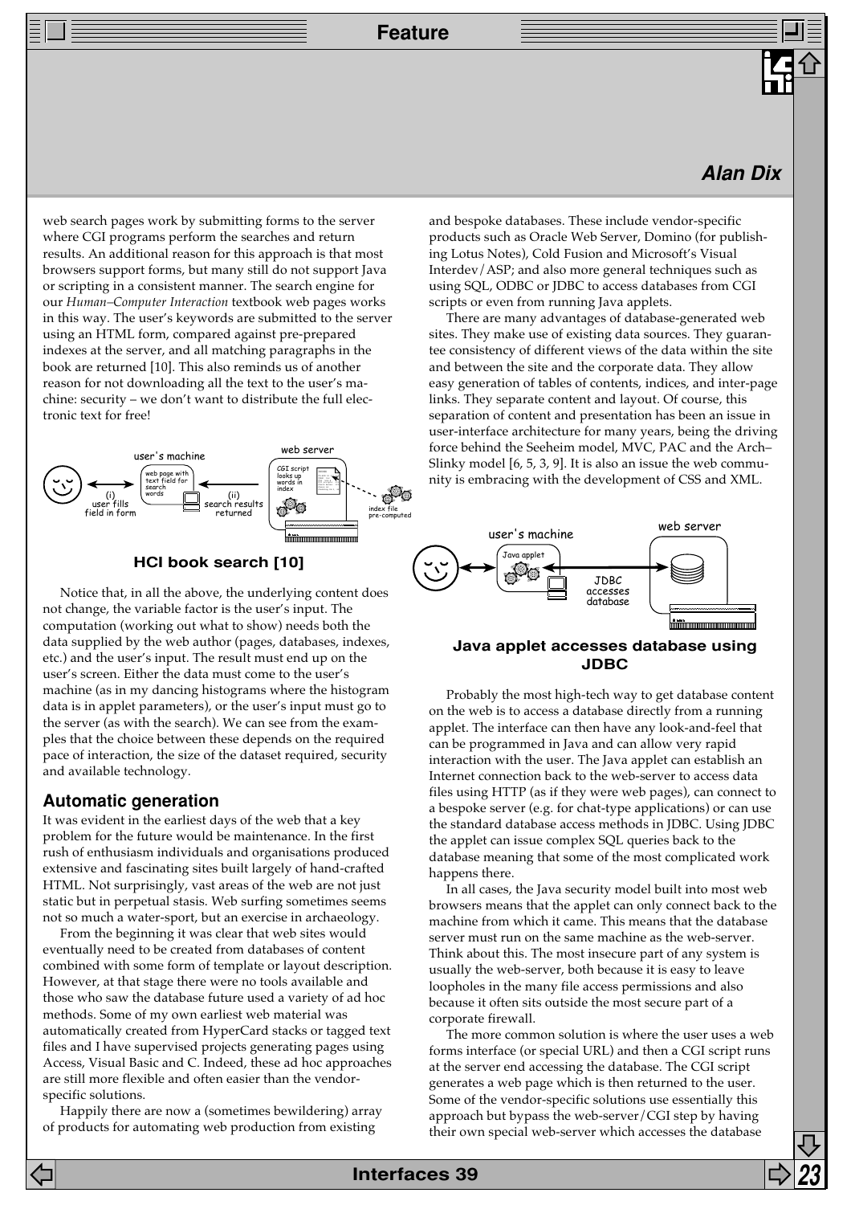web search pages work by submitting forms to the server where CGI programs perform the searches and return results. An additional reason for this approach is that most browsers support forms, but many still do not support Java or scripting in a consistent manner. The search engine for our *Human–Computer Interaction* textbook web pages works in this way. The user's keywords are submitted to the server using an HTML form, compared against pre-prepared indexes at the server, and all matching paragraphs in the book are returned [10]. This also reminds us of another reason for not downloading all the text to the user's machine: security – we don't want to distribute the full electronic text for free!

**HCI book search [10]**

Notice that, in all the above, the underlying content does not change, the variable factor is the user's input. The computation (working out what to show) needs both the data supplied by the web author (pages, databases, indexes, etc.) and the user's input. The result must end up on the user's screen. Either the data must come to the user's machine (as in my dancing histograms where the histogram data is in applet parameters), or the user's input must go to the server (as with the search). We can see from the examples that the choice between these depends on the required pace of interaction, the size of the dataset required, security and available technology.

## Automatic generation

It was evident in the earliest days of the web that a key problem for the future would be maintenance. In the first rush of enthusiasm individuals and organisations produced extensive and fascinating sites built largely of hand-crafted HTML. Not surprisingly, vast areas of the web are not just static but in perpetual stasis. Web surfing sometimes seems not so much a water-sport, but an exercise in archaeology.

From the beginning it was clear that web sites would eventually need to be created from databases of content combined with some form of template or layout description. However, at that stage there were no tools available and those who saw the database future used a variety of ad hoc methods. Some of my own earliest web material was automatically created from HyperCard stacks or tagged text files and I have supervised projects generating pages using Access, Visual Basic and C. Indeed, these ad hoc approaches are still more flexible and often easier than the vendor-specific solutions.

Happily there are now a (sometimes bewildering) array of products for automating web production from existing and bespoke databases. These include vendor-specific products such as Oracle Web Server, Domino (for publishing Lotus Notes), Cold Fusion and Microsoft's Visual Interdev/ASP; and also more general techniques such as using SQL, ODBC or JDBC to access databases from CGI scripts or even from running Java applets.

There are many advantages of database-generated web sites. They make use of existing data sources. They guarantee consistency of different views of the data within the site and between the site and the corporate data. They allow easy generation of tables of contents, indices, and inter-page links. They separate content and layout. Of course, this separation of content and presentation has been an issue in user-interface architecture for many years, being the driving force behind the Seeheim model, MVC, PAC and the Arch–Slinky model [6, 5, 3, 9]. It is also an issue the web community is embracing with the development of CSS and XML.

**Java applet accesses database using JDBC**

Probably the most high-tech way to get database content on the web is to access a database directly from a running applet. The interface can then have any look-and-feel that can be programmed in Java and can allow very rapid interaction with the user. The Java applet can establish an Internet connection back to the web-server to access data files using HTTP (as if they were web pages), can connect to a bespoke server (e.g. for chat-type applications) or can use the standard database access methods in JDBC. Using JDBC the applet can issue complex SQL queries back to the database meaning that some of the most complicated work happens there.

In all cases, the Java security model built into most web browsers means that the applet can only connect back to the machine from which it came. This means that the database server must run on the same machine as the web-server. Think about this. The most insecure part of any system is usually the web-server, both because it is easy to leave loopholes in the many file access permissions and also because it often sits outside the most secure part of a corporate firewall.

The more common solution is where the user uses a web forms interface (or special URL) and then a CGI script runs at the server end accessing the database. The CGI script generates a web page which is then returned to the user. Some of the vendor-specific solutions use essentially this approach but bypass the web-server/CGI step by having their own special web-server which accesses the database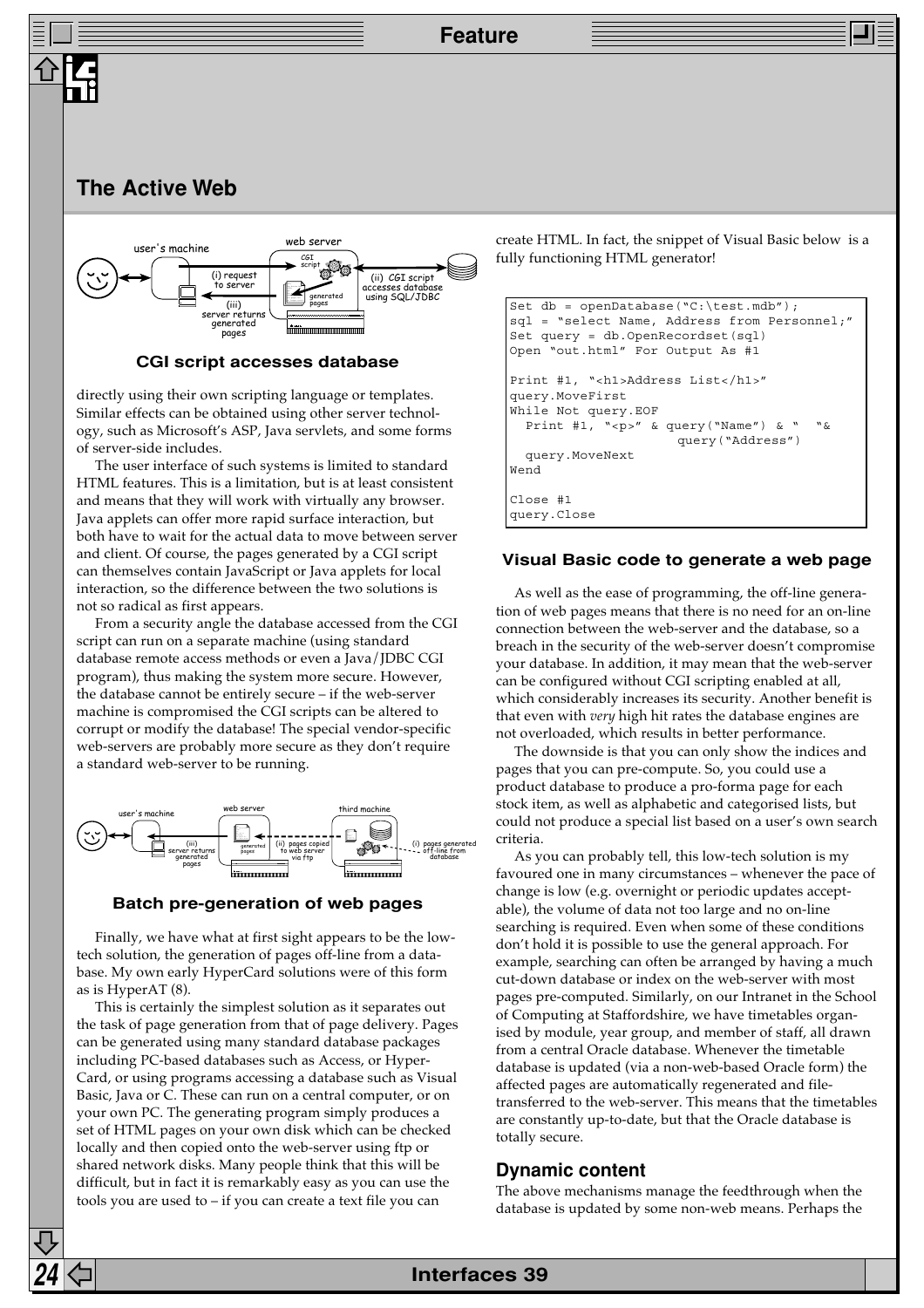## The Active Web

**CGI script accesses database**

directly using their own scripting language or templates. Similar effects can be obtained using other server technology, such as Microsoft's ASP, Java servlets, and some forms of server-side includes.

The user interface of such systems is limited to standard HTML features. This is a limitation, but is at least consistent and means that they will work with virtually any browser. Java applets can offer more rapid surface interaction, but both have to wait for the actual data to move between server and client. Of course, the pages generated by a CGI script can themselves contain JavaScript or Java applets for local interaction, so the difference between the two solutions is not so radical as first appears.

From a security angle the database accessed from the CGI script can run on a separate machine (using standard database remote access methods or even a Java/JDBC CGI program), thus making the system more secure. However, the database cannot be entirely secure – if the web-server machine is compromised the CGI scripts can be altered to corrupt or modify the database! The special vendor-specific web-servers are probably more secure as they don't require a standard web-server to be running.

**Batch pre-generation of web pages**

Finally, we have what at first sight appears to be the low-tech solution, the generation of pages off-line from a database. My own early HyperCard solutions were of this form as is HyperAT (8).

This is certainly the simplest solution as it separates out the task of page generation from that of page delivery. Pages can be generated using many standard database packages including PC-based databases such as Access, or HyperCard, or using programs accessing a database such as Visual Basic, Java or C. These can run on a central computer, or on your own PC. The generating program simply produces a set of HTML pages on your own disk which can be checked locally and then copied onto the web-server using ftp or shared network disks. Many people think that this will be difficult, but in fact it is remarkably easy as you can use the tools you are used to – if you can create a text file you can create HTML. In fact, the snippet of Visual Basic below is a fully functioning HTML generator!

```
Set db = openDatabase("C:\test.mdb");
sql = "select Name, Address from Personnel;"
Set query = db.OpenRecordset(sql)
Open "out.html" For Output As #1

Print #1, "<h1>Address List</h1>"
query.MoveFirst
While Not query.EOF
  Print #1, "<p>" & query("Name") & "  "&
                 query("Address")
  query.MoveNext
Wend

Close #1
query.Close
```

**Visual Basic code to generate a web page**

As well as the ease of programming, the off-line generation of web pages means that there is no need for an on-line connection between the web-server and the database, so a breach in the security of the web-server doesn't compromise your database. In addition, it may mean that the web-server can be configured without CGI scripting enabled at all, which considerably increases its security. Another benefit is that even with *very* high hit rates the database engines are not overloaded, which results in better performance.

The downside is that you can only show the indices and pages that you can pre-compute. So, you could use a product database to produce a pro-forma page for each stock item, as well as alphabetic and categorised lists, but could not produce a special list based on a user's own search criteria.

As you can probably tell, this low-tech solution is my favoured one in many circumstances – whenever the pace of change is low (e.g. overnight or periodic updates acceptable), the volume of data not too large and no on-line searching is required. Even when some of these conditions don't hold it is possible to use the general approach. For example, searching can often be arranged by having a much cut-down database or index on the web-server with most pages pre-computed. Similarly, on our Intranet in the School of Computing at Staffordshire, we have timetables organised by module, year group, and member of staff, all drawn from a central Oracle database. Whenever the timetable database is updated (via a non-web-based Oracle form) the affected pages are automatically regenerated and file-transferred to the web-server. This means that the timetables are constantly up-to-date, but that the Oracle database is totally secure.

### Dynamic content

The above mechanisms manage the feedthrough when the database is updated by some non-web means. Perhaps the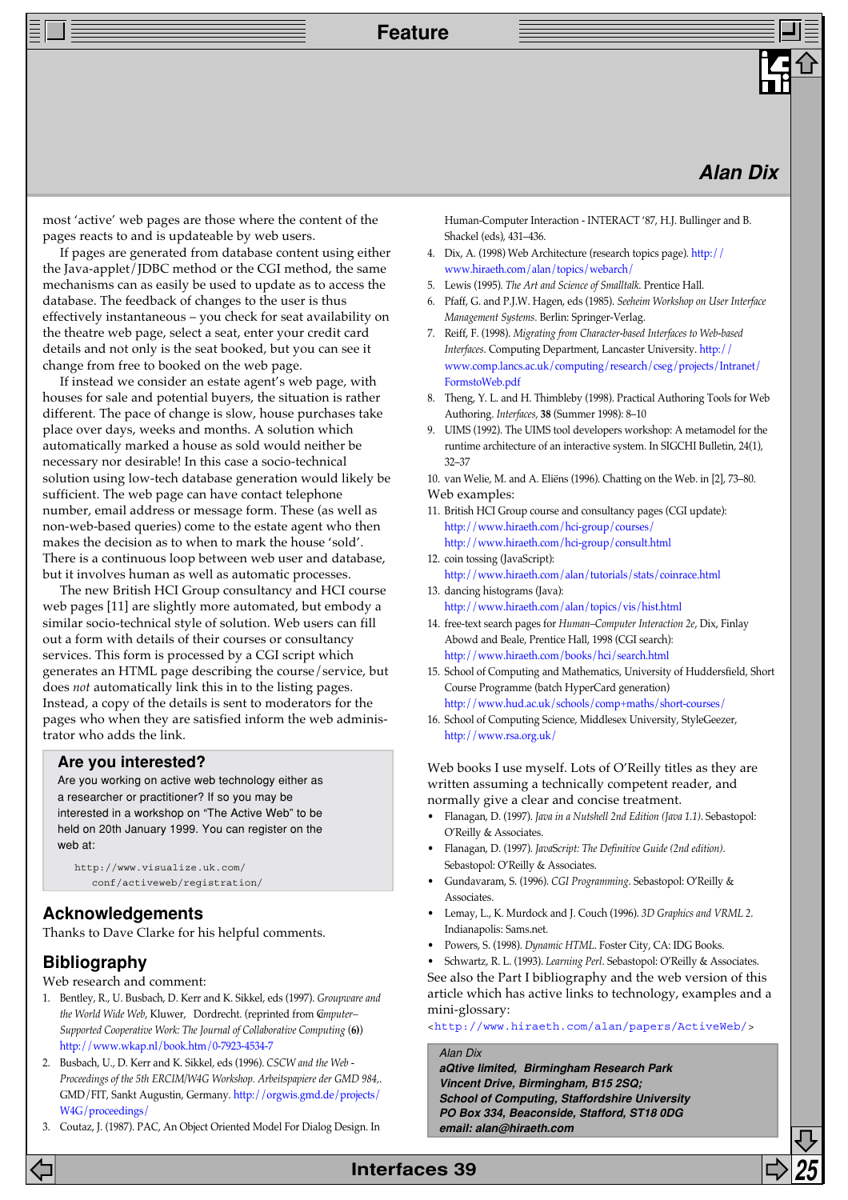most 'active' web pages are those where the content of the pages reacts to and is updateable by web users.

If pages are generated from database content using either the Java-applet/JDBC method or the CGI method, the same mechanisms can as easily be used to update as to access the database. The feedback of changes to the user is thus effectively instantaneous – you check for seat availability on the theatre web page, select a seat, enter your credit card details and not only is the seat booked, but you can see it change from free to booked on the web page.

If instead we consider an estate agent's web page, with houses for sale and potential buyers, the situation is rather different. The pace of change is slow, house purchases take place over days, weeks and months. A solution which automatically marked a house as sold would neither be necessary nor desirable! In this case a socio-technical solution using low-tech database generation would likely be sufficient. The web page can have contact telephone number, email address or message form. These (as well as non-web-based queries) come to the estate agent who then makes the decision as to when to mark the house 'sold'. There is a continuous loop between web user and database, but it involves human as well as automatic processes.

The new British HCI Group consultancy and HCI course web pages [11] are slightly more automated, but embody a similar socio-technical style of solution. Web users can fill out a form with details of their courses or consultancy services. This form is processed by a CGI script which generates an HTML page describing the course/service, but does *not* automatically link this in to the listing pages. Instead, a copy of the details is sent to moderators for the pages who when they are satisfied inform the web administrator who adds the link.

> **Are you interested?**
>
> Are you working on active web technology either as a researcher or practitioner? If so you may be interested in a workshop on "The Active Web" to be held on 20th January 1999. You can register on the web at:
>
> ```
> http://www.visualize.uk.com/
>     conf/activeweb/registration/
> ```

## Acknowledgements

Thanks to Dave Clarke for his helpful comments.

## Bibliography

Web research and comment:

1. Bentley, R., U. Busbach, D. Kerr and K. Sikkel, eds (1997). *Groupware and the World Wide Web*, Kluwer, Dordrecht. (reprinted from *Computer–Supported Cooperative Work: The Journal of Collaborative Computing* (**6**)) http://www.wkap.nl/book.htm/0-7923-4534-7
2. Busbach, U., D. Kerr and K. Sikkel, eds (1996). *CSCW and the Web - Proceedings of the 5th ERCIM/W4G Workshop. Arbeitspapiere der GMD 984*,. GMD/FIT, Sankt Augustin, Germany. http://orgwis.gmd.de/projects/W4G/proceedings/
3. Coutaz, J. (1987). PAC, An Object Oriented Model For Dialog Design. In Human-Computer Interaction - INTERACT '87, H.J. Bullinger and B. Shackel (eds), 431–436.
4. Dix, A. (1998) Web Architecture (research topics page). http://www.hiraeth.com/alan/topics/webarch/
5. Lewis (1995). *The Art and Science of Smalltalk*. Prentice Hall.
6. Pfaff, G. and P.J.W. Hagen, eds (1985). *Seeheim Workshop on User Interface Management Systems*. Berlin: Springer-Verlag.
7. Reiff, F. (1998). *Migrating from Character-based Interfaces to Web-based Interfaces*. Computing Department, Lancaster University. http://www.comp.lancs.ac.uk/computing/research/cseg/projects/Intranet/FormstoWeb.pdf
8. Theng, Y. L. and H. Thimbleby (1998). Practical Authoring Tools for Web Authoring. *Interfaces*, **38** (Summer 1998): 8–10
9. UIMS (1992). The UIMS tool developers workshop: A metamodel for the runtime architecture of an interactive system. In SIGCHI Bulletin, 24(1), 32–37
10. van Welie, M. and A. Eliëns (1996). Chatting on the Web. in [2], 73–80.

Web examples:

11. British HCI Group course and consultancy pages (CGI update): http://www.hiraeth.com/hci-group/courses/ http://www.hiraeth.com/hci-group/consult.html
12. coin tossing (JavaScript): http://www.hiraeth.com/alan/tutorials/stats/coinrace.html
13. dancing histograms (Java): http://www.hiraeth.com/alan/topics/vis/hist.html
14. free-text search pages for *Human–Computer Interaction 2e*, Dix, Finlay Abowd and Beale, Prentice Hall, 1998 (CGI search): http://www.hiraeth.com/books/hci/search.html
15. School of Computing and Mathematics, University of Huddersfield, Short Course Programme (batch HyperCard generation) http://www.hud.ac.uk/schools/comp+maths/short-courses/
16. School of Computing Science, Middlesex University, StyleGeezer, http://www.rsa.org.uk/

Web books I use myself. Lots of O'Reilly titles as they are written assuming a technically competent reader, and normally give a clear and concise treatment.

- Flanagan, D. (1997). *Java in a Nutshell 2nd Edition (Java 1.1)*. Sebastopol: O'Reilly & Associates.
- Flanagan, D. (1997). *JavaScript: The Definitive Guide (2nd edition)*. Sebastopol: O'Reilly & Associates.
- Gundavaram, S. (1996). *CGI Programming*. Sebastopol: O'Reilly & Associates.
- Lemay, L., K. Murdock and J. Couch (1996). *3D Graphics and VRML 2*. Indianapolis: Sams.net.
- Powers, S. (1998). *Dynamic HTML*. Foster City, CA: IDG Books.
- Schwartz, R. L. (1993). *Learning Perl*. Sebastopol: O'Reilly & Associates.

See also the Part I bibliography and the web version of this article which has active links to technology, examples and a mini-glossary:

<http://www.hiraeth.com/alan/papers/ActiveWeb/>

> *Alan Dix*
> ***aQtive limited, Birmingham Research Park***
> ***Vincent Drive, Birmingham, B15 2SQ;***
> ***School of Computing, Staffordshire University***
> ***PO Box 334, Beaconside, Stafford, ST18 0DG***
> ***email: alan@hiraeth.com***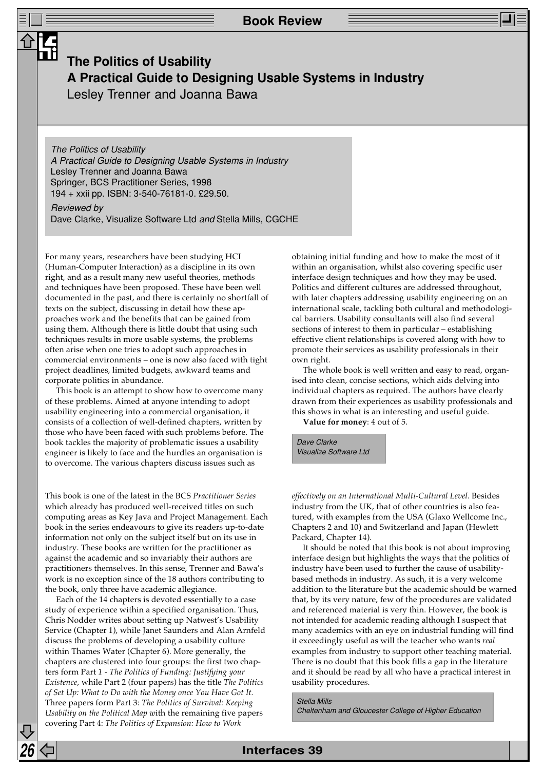# The Politics of Usability
## A Practical Guide to Designing Usable Systems in Industry
Lesley Trenner and Joanna Bawa

*The Politics of Usability*
*A Practical Guide to Designing Usable Systems in Industry*
Lesley Trenner and Joanna Bawa
Springer, BCS Practitioner Series, 1998
194 + xxii pp. ISBN: 3-540-76181-0. £29.50.

*Reviewed by*
Dave Clarke, Visualize Software Ltd *and* Stella Mills, CGCHE

For many years, researchers have been studying HCI (Human-Computer Interaction) as a discipline in its own right, and as a result many new useful theories, methods and techniques have been proposed. These have been well documented in the past, and there is certainly no shortfall of texts on the subject, discussing in detail how these approaches work and the benefits that can be gained from using them. Although there is little doubt that using such techniques results in more usable systems, the problems often arise when one tries to adopt such approaches in commercial environments – one is now also faced with tight project deadlines, limited budgets, awkward teams and corporate politics in abundance.

This book is an attempt to show how to overcome many of these problems. Aimed at anyone intending to adopt usability engineering into a commercial organisation, it consists of a collection of well-defined chapters, written by those who have been faced with such problems before. The book tackles the majority of problematic issues a usability engineer is likely to face and the hurdles an organisation is to overcome. The various chapters discuss issues such as obtaining initial funding and how to make the most of it within an organisation, whilst also covering specific user interface design techniques and how they may be used. Politics and different cultures are addressed throughout, with later chapters addressing usability engineering on an international scale, tackling both cultural and methodological barriers. Usability consultants will also find several sections of interest to them in particular – establishing effective client relationships is covered along with how to promote their services as usability professionals in their own right.

The whole book is well written and easy to read, organised into clean, concise sections, which aids delving into individual chapters as required. The authors have clearly drawn from their experiences as usability professionals and this shows in what is an interesting and useful guide.

**Value for money**: 4 out of 5.

*Dave Clarke*
*Visualize Software Ltd*

This book is one of the latest in the BCS *Practitioner Series* which already has produced well-received titles on such computing areas as Key Java and Project Management. Each book in the series endeavours to give its readers up-to-date information not only on the subject itself but on its use in industry. These books are written for the practitioner as against the academic and so invariably their authors are practitioners themselves. In this sense, Trenner and Bawa's work is no exception since of the 18 authors contributing to the book, only three have academic allegiance.

Each of the 14 chapters is devoted essentially to a case study of experience within a specified organisation. Thus, Chris Nodder writes about setting up Natwest's Usability Service (Chapter 1), while Janet Saunders and Alan Arnfeld discuss the problems of developing a usability culture within Thames Water (Chapter 6). More generally, the chapters are clustered into four groups: the first two chapters form Part *1 - The Politics of Funding: Justifying your Existence*, while Part 2 (four papers) has the title *The Politics of Set Up: What to Do with the Money once You Have Got It.* Three papers form Part 3: *The Politics of Survival: Keeping Usability on the Political Map w*ith the remaining five papers covering Part 4: *The Politics of Expansion: How to Work effectively on an International Multi-Cultural Level.* Besides industry from the UK, that of other countries is also featured, with examples from the USA (Glaxo Wellcome Inc., Chapters 2 and 10) and Switzerland and Japan (Hewlett Packard, Chapter 14).

It should be noted that this book is not about improving interface design but highlights the ways that the politics of industry have been used to further the cause of usability-based methods in industry. As such, it is a very welcome addition to the literature but the academic should be warned that, by its very nature, few of the procedures are validated and referenced material is very thin. However, the book is not intended for academic reading although I suspect that many academics with an eye on industrial funding will find it exceedingly useful as will the teacher who wants *real* examples from industry to support other teaching material. There is no doubt that this book fills a gap in the literature and it should be read by all who have a practical interest in usability procedures.

*Stella Mills*
*Cheltenham and Gloucester College of Higher Education*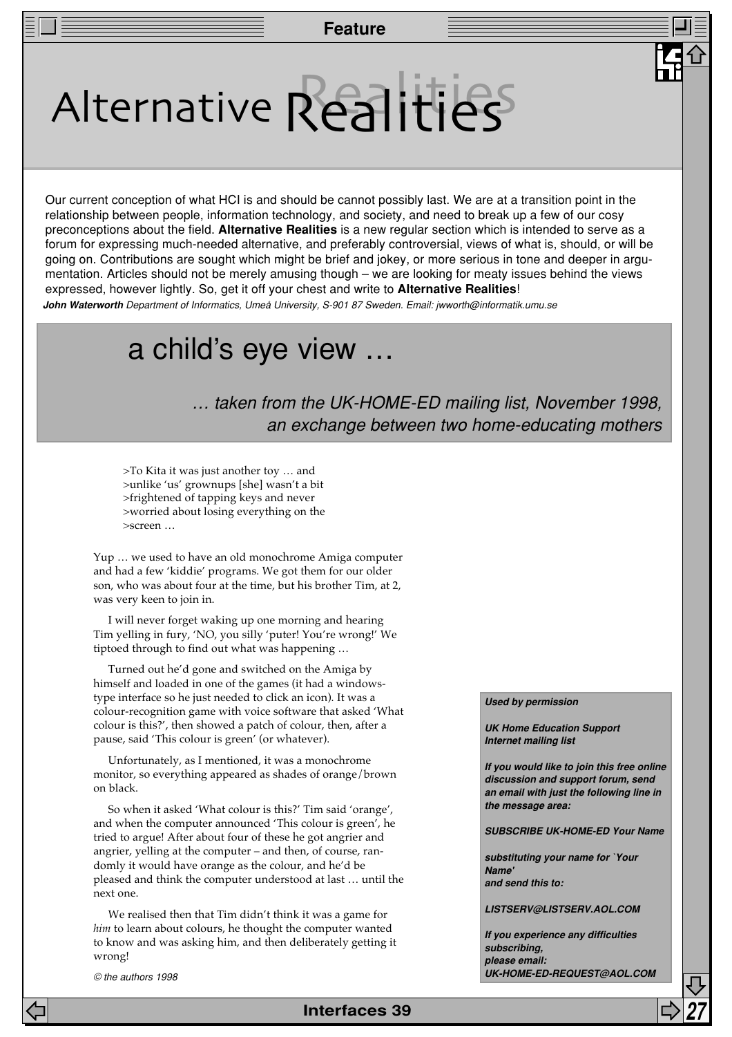# Alternative Realities

Our current conception of what HCI is and should be cannot possibly last. We are at a transition point in the relationship between people, information technology, and society, and need to break up a few of our cosy preconceptions about the field. **Alternative Realities** is a new regular section which is intended to serve as a forum for expressing much-needed alternative, and preferably controversial, views of what is, should, or will be going on. Contributions are sought which might be brief and jokey, or more serious in tone and deeper in argumentation. Articles should not be merely amusing though – we are looking for meaty issues behind the views expressed, however lightly. So, get it off your chest and write to **Alternative Realities**!

***John Waterworth*** *Department of Informatics, Umeå University, S-901 87 Sweden. Email: jwworth@informatik.umu.se*

## a child's eye view …

*… taken from the UK-HOME-ED mailing list, November 1998, an exchange between two home-educating mothers*

>To Kita it was just another toy … and
>unlike 'us' grownups [she] wasn't a bit
>frightened of tapping keys and never
>worried about losing everything on the
>screen …

Yup … we used to have an old monochrome Amiga computer and had a few 'kiddie' programs. We got them for our older son, who was about four at the time, but his brother Tim, at 2, was very keen to join in.

I will never forget waking up one morning and hearing Tim yelling in fury, 'NO, you silly 'puter! You're wrong!' We tiptoed through to find out what was happening …

Turned out he'd gone and switched on the Amiga by himself and loaded in one of the games (it had a windows-type interface so he just needed to click an icon). It was a colour-recognition game with voice software that asked 'What colour is this?', then showed a patch of colour, then, after a pause, said 'This colour is green' (or whatever).

Unfortunately, as I mentioned, it was a monochrome monitor, so everything appeared as shades of orange/brown on black.

So when it asked 'What colour is this?' Tim said 'orange', and when the computer announced 'This colour is green', he tried to argue! After about four of these he got angrier and angrier, yelling at the computer – and then, of course, randomly it would have orange as the colour, and he'd be pleased and think the computer understood at last … until the next one.

We realised then that Tim didn't think it was a game for *him* to learn about colours, he thought the computer wanted to know and was asking him, and then deliberately getting it wrong!

© the authors 1998

***Used by permission***

***UK Home Education Support Internet mailing list***

***If you would like to join this free online discussion and support forum, send an email with just the following line in the message area:***

***SUBSCRIBE UK-HOME-ED Your Name***

***substituting your name for `Your Name'***
***and send this to:***

***LISTSERV@LISTSERV.AOL.COM***

***If you experience any difficulties subscribing,***
***please email:***
***UK-HOME-ED-REQUEST@AOL.COM***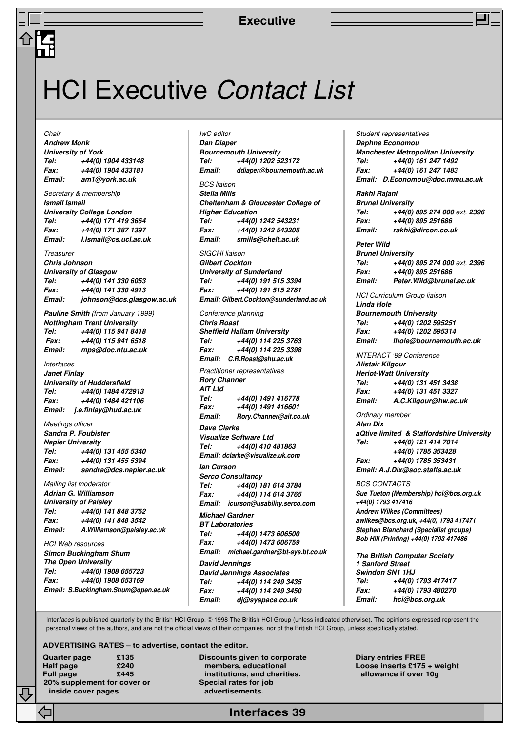# HCI Executive *Contact List*

*Chair*
***Andrew Monk***
***University of York***
***Tel: +44(0) 1904 433148***
***Fax: +44(0) 1904 433181***
***Email: am1@york.ac.uk***

*Secretary & membership*
***Ismail Ismail***
***University College London***
***Tel: +44(0) 171 419 3664***
***Fax: +44(0) 171 387 1397***
***Email: I.Ismail@cs.ucl.ac.uk***

*Treasurer*
***Chris Johnson***
***University of Glasgow***
***Tel: +44(0) 141 330 6053***
***Fax: +44(0) 141 330 4913***
***Email: johnson@dcs.glasgow.ac.uk***

***Pauline Smith*** *(from January 1999)*
***Nottingham Trent University***
***Tel: +44(0) 115 941 8418***
***Fax: +44(0) 115 941 6518***
***Email: mps@doc.ntu.ac.uk***

*Interfaces*
***Janet Finlay***
***University of Huddersfield***
***Tel: +44(0) 1484 472913***
***Fax: +44(0) 1484 421106***
***Email: j.e.finlay@hud.ac.uk***

*Meetings officer*
***Sandra P. Foubister***
***Napier University***
***Tel: +44(0) 131 455 5340***
***Fax: +44(0) 131 455 5394***
***Email: sandra@dcs.napier.ac.uk***

*Mailing list moderator*
***Adrian G. Williamson***
***University of Paisley***
***Tel: +44(0) 141 848 3752***
***Fax: +44(0) 141 848 3542***
***Email: A.Williamson@paisley.ac.uk***

*HCI Web resources*
***Simon Buckingham Shum***
***The Open University***
***Tel: +44(0) 1908 655723***
***Fax: +44(0) 1908 653169***
***Email: S.Buckingham.Shum@open.ac.uk***

*IwC editor*
***Dan Diaper***
***Bournemouth University***
***Tel: +44(0) 1202 523172***
***Email: ddiaper@bournemouth.ac.uk***

*BCS liaison*
***Stella Mills***
***Cheltenham & Gloucester College of Higher Education***
***Tel: +44(0) 1242 543231***
***Fax: +44(0) 1242 543205***
***Email: smills@chelt.ac.uk***

*SIGCHI liaison*
***Gilbert Cockton***
***University of Sunderland***
***Tel: +44(0) 191 515 3394***
***Fax: +44(0) 191 515 2781***
***Email: Gilbert.Cockton@sunderland.ac.uk***

*Conference planning*
***Chris Roast***
***Sheffield Hallam University***
***Tel: +44(0) 114 225 3763***
***Fax: +44(0) 114 225 3398***
***Email: C.R.Roast@shu.ac.uk***

*Practitioner representatives*
***Rory Channer***
***AIT Ltd***
***Tel: +44(0) 1491 416778***
***Fax: +44(0) 1491 416601***
***Email: Rory.Channer@ait.co.uk***

***Dave Clarke***
***Visualize Software Ltd***
***Tel: +44(0) 410 481863***
***Email: dclarke@visualize.uk.com***

***Ian Curson***
***Serco Consultancy***
***Tel: +44(0) 181 614 3784***
***Fax: +44(0) 114 614 3765***
***Email: icurson@usability.serco.com***

***Michael Gardner***
***BT Laboratories***
***Tel: +44(0) 1473 606500***
***Fax: +44(0) 1473 606759***
***Email: michael.gardner@bt-sys.bt.co.uk***

***David Jennings***
***David Jennings Associates***
***Tel: +44(0) 114 249 3435***
***Fax: +44(0) 114 249 3450***
***Email: dj@syspace.co.uk***

*Student representatives*
***Daphne Economou***
***Manchester Metropolitan University***
***Tel: +44(0) 161 247 1492***
***Fax: +44(0) 161 247 1483***
***Email: D.Economou@doc.mmu.ac.uk***

***Rakhi Rajani***
***Brunel University***
***Tel: +44(0) 895 274 000*** *ext.* ***2396***
***Fax: +44(0) 895 251686***
***Email: rakhi@dircon.co.uk***

***Peter Wild***
***Brunel University***
***Tel: +44(0) 895 274 000*** *ext.* ***2396***
***Fax: +44(0) 895 251686***
***Email: Peter.Wild@brunel.ac.uk***

*HCI Curriculum Group liaison*
***Linda Hole***
***Bournemouth University***
***Tel: +44(0) 1202 595251***
***Fax: +44(0) 1202 595314***
***Email: lhole@bournemouth.ac.uk***

*INTERACT '99 Conference*
***Alistair Kilgour***
***Heriot-Watt University***
***Tel: +44(0) 131 451 3438***
***Fax: +44(0) 131 451 3327***
***Email: A.C.Kilgour@hw.ac.uk***

*Ordinary member*
***Alan Dix***
***aQtive limited & Staffordshire University***
***Tel: +44(0) 121 414 7014***
***+44(0) 1785 353428***
***Fax: +44(0) 1785 353431***
***Email: A.J.Dix@soc.staffs.ac.uk***

*BCS CONTACTS*
***Sue Tueton (Membership) hci@bcs.org.uk +44(0) 1793 417416***
***Andrew Wilkes (Committees) awilkes@bcs.org.uk, +44(0) 1793 417471***
***Stephen Blanchard (Specialist groups)***
***Bob Hill (Printing) +44(0) 1793 417486***

***The British Computer Society***
***1 Sanford Street***
***Swindon SN1 1HJ***
***Tel: +44(0) 1793 417417***
***Fax: +44(0) 1793 480270***
***Email: hci@bcs.org.uk***

Inter*faces* is published quarterly by the British HCI Group. © 1998 The British HCI Group (unless indicated otherwise). The opinions expressed represent the personal views of the authors, and are not the official views of their companies, nor of the British HCI Group, unless specifically stated.

**ADVERTISING RATES – to advertise, contact the editor.**

**Quarter page £135**
**Half page £240**
**Full page £445**
**20% supplement for cover or inside cover pages**

**Discounts given to corporate members, educational institutions, and charities.**
**Special rates for job advertisements.**

**Diary entries FREE**
**Loose inserts £175 + weight allowance if over 10g**